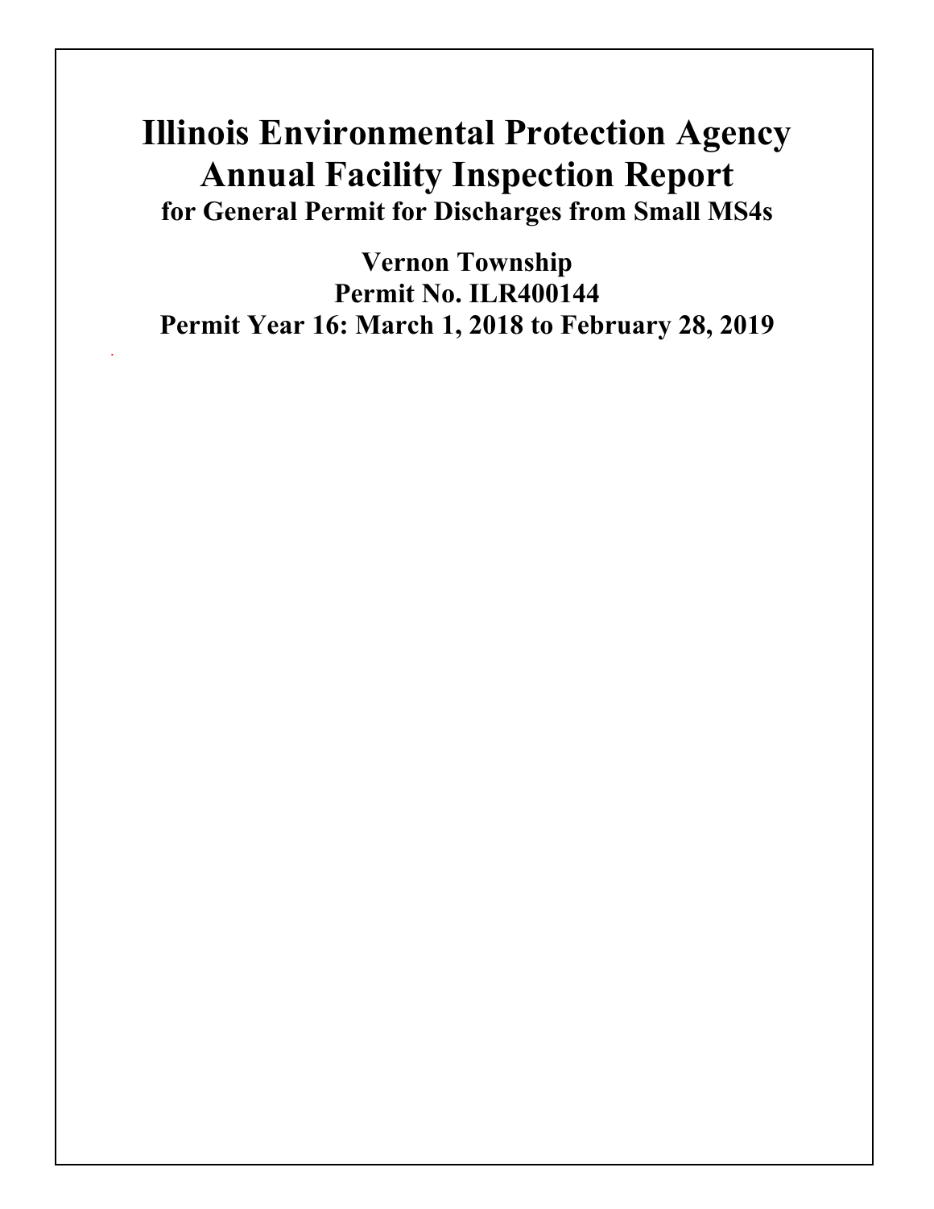# Illinois Environmental Protection Agency
# Annual Facility Inspection Report

## for General Permit for Discharges from Small MS4s

## Vernon Township
## Permit No. ILR400144
## Permit Year 16: March 1, 2018 to February 28, 2019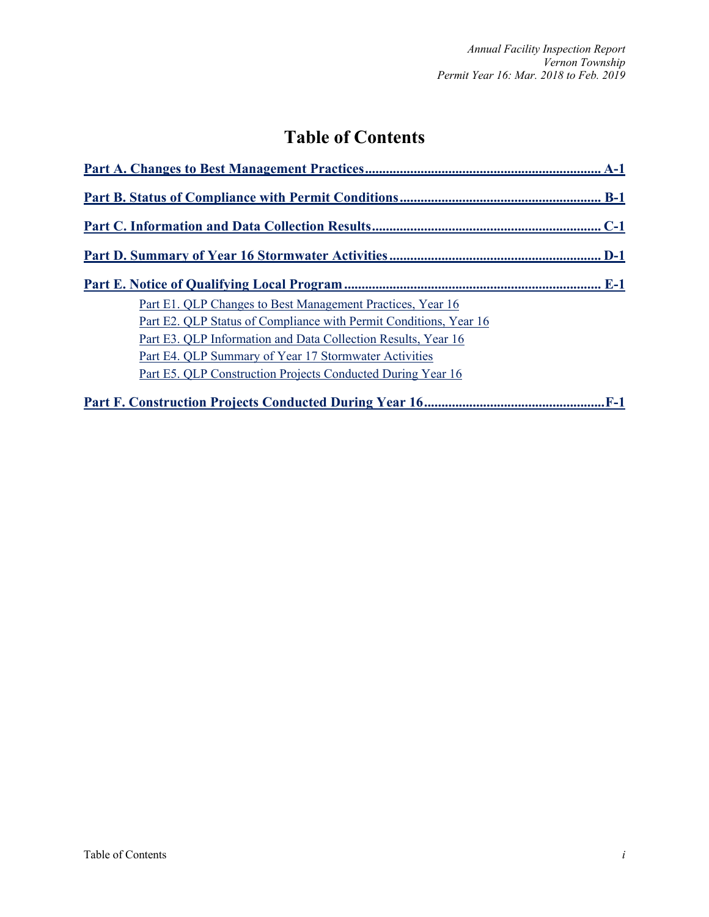# Table of Contents

**Part A. Changes to Best Management Practices .................................................................... A-1**

**Part B. Status of Compliance with Permit Conditions ......................................................... B-1**

**Part C. Information and Data Collection Results ................................................................. C-1**

**Part D. Summary of Year 16 Stormwater Activities ............................................................ D-1**

**Part E. Notice of Qualifying Local Program ......................................................................... E-1**

- Part E1. QLP Changes to Best Management Practices, Year 16
- Part E2. QLP Status of Compliance with Permit Conditions, Year 16
- Part E3. QLP Information and Data Collection Results, Year 16
- Part E4. QLP Summary of Year 17 Stormwater Activities
- Part E5. QLP Construction Projects Conducted During Year 16

**Part F. Construction Projects Conducted During Year 16 ....................................................F-1**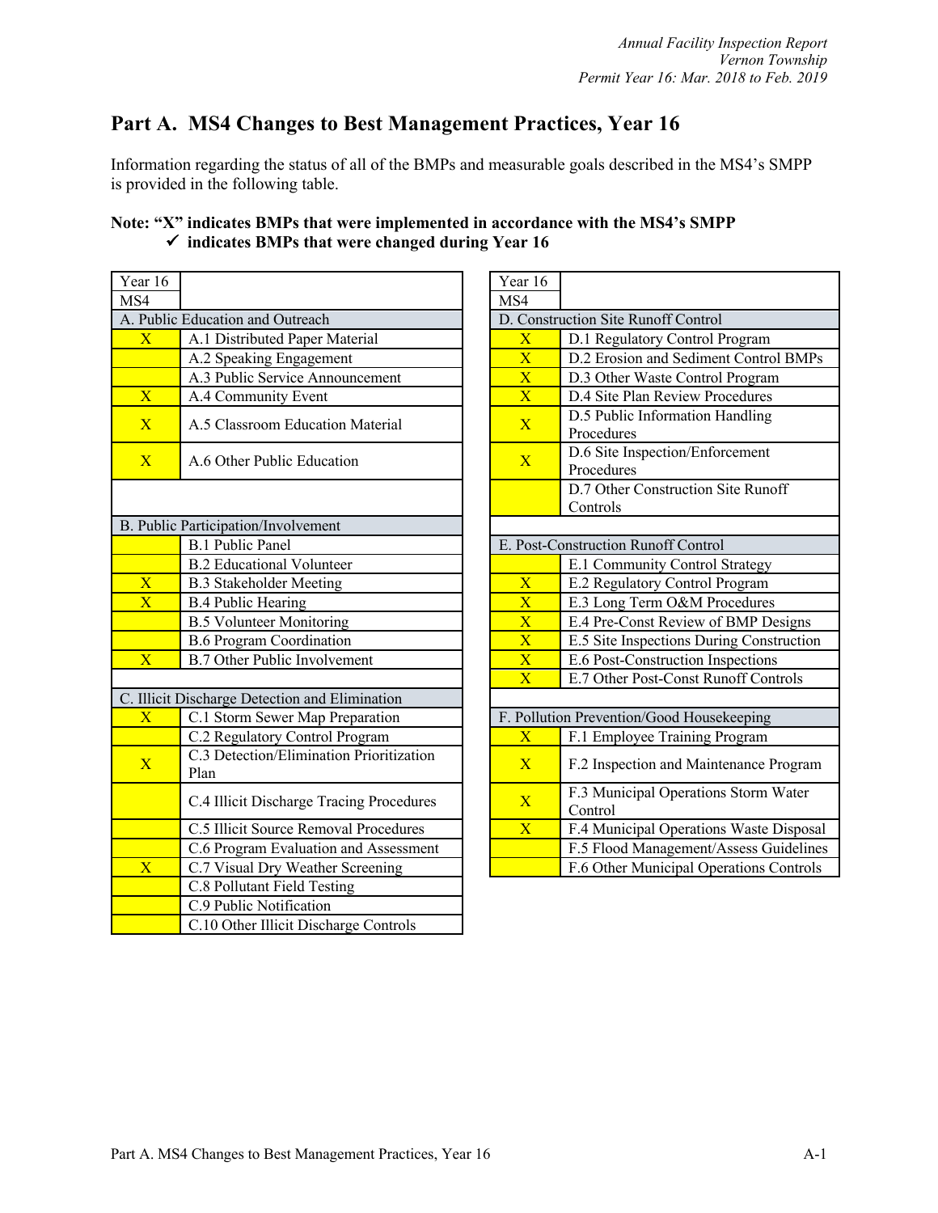# Part A. MS4 Changes to Best Management Practices, Year 16

Information regarding the status of all of the BMPs and measurable goals described in the MS4's SMPP is provided in the following table.

**Note: "X" indicates BMPs that were implemented in accordance with the MS4's SMPP**
**✓ indicates BMPs that were changed during Year 16**

| Year 16 MS4 | |
|---|---|
| **A. Public Education and Outreach** | |
| X | A.1 Distributed Paper Material |
| | A.2 Speaking Engagement |
| | A.3 Public Service Announcement |
| X | A.4 Community Event |
| X | A.5 Classroom Education Material |
| X | A.6 Other Public Education |
| **B. Public Participation/Involvement** | |
| | B.1 Public Panel |
| | B.2 Educational Volunteer |
| X | B.3 Stakeholder Meeting |
| X | B.4 Public Hearing |
| | B.5 Volunteer Monitoring |
| | B.6 Program Coordination |
| X | B.7 Other Public Involvement |
| **C. Illicit Discharge Detection and Elimination** | |
| X | C.1 Storm Sewer Map Preparation |
| | C.2 Regulatory Control Program |
| X | C.3 Detection/Elimination Prioritization Plan |
| | C.4 Illicit Discharge Tracing Procedures |
| | C.5 Illicit Source Removal Procedures |
| | C.6 Program Evaluation and Assessment |
| X | C.7 Visual Dry Weather Screening |
| | C.8 Pollutant Field Testing |
| | C.9 Public Notification |
| | C.10 Other Illicit Discharge Controls |

| Year 16 MS4 | |
|---|---|
| **D. Construction Site Runoff Control** | |
| X | D.1 Regulatory Control Program |
| X | D.2 Erosion and Sediment Control BMPs |
| X | D.3 Other Waste Control Program |
| X | D.4 Site Plan Review Procedures |
| X | D.5 Public Information Handling Procedures |
| X | D.6 Site Inspection/Enforcement Procedures |
| | D.7 Other Construction Site Runoff Controls |
| **E. Post-Construction Runoff Control** | |
| | E.1 Community Control Strategy |
| X | E.2 Regulatory Control Program |
| X | E.3 Long Term O&M Procedures |
| X | E.4 Pre-Const Review of BMP Designs |
| X | E.5 Site Inspections During Construction |
| X | E.6 Post-Construction Inspections |
| X | E.7 Other Post-Const Runoff Controls |
| **F. Pollution Prevention/Good Housekeeping** | |
| X | F.1 Employee Training Program |
| X | F.2 Inspection and Maintenance Program |
| X | F.3 Municipal Operations Storm Water Control |
| X | F.4 Municipal Operations Waste Disposal |
| | F.5 Flood Management/Assess Guidelines |
| | F.6 Other Municipal Operations Controls |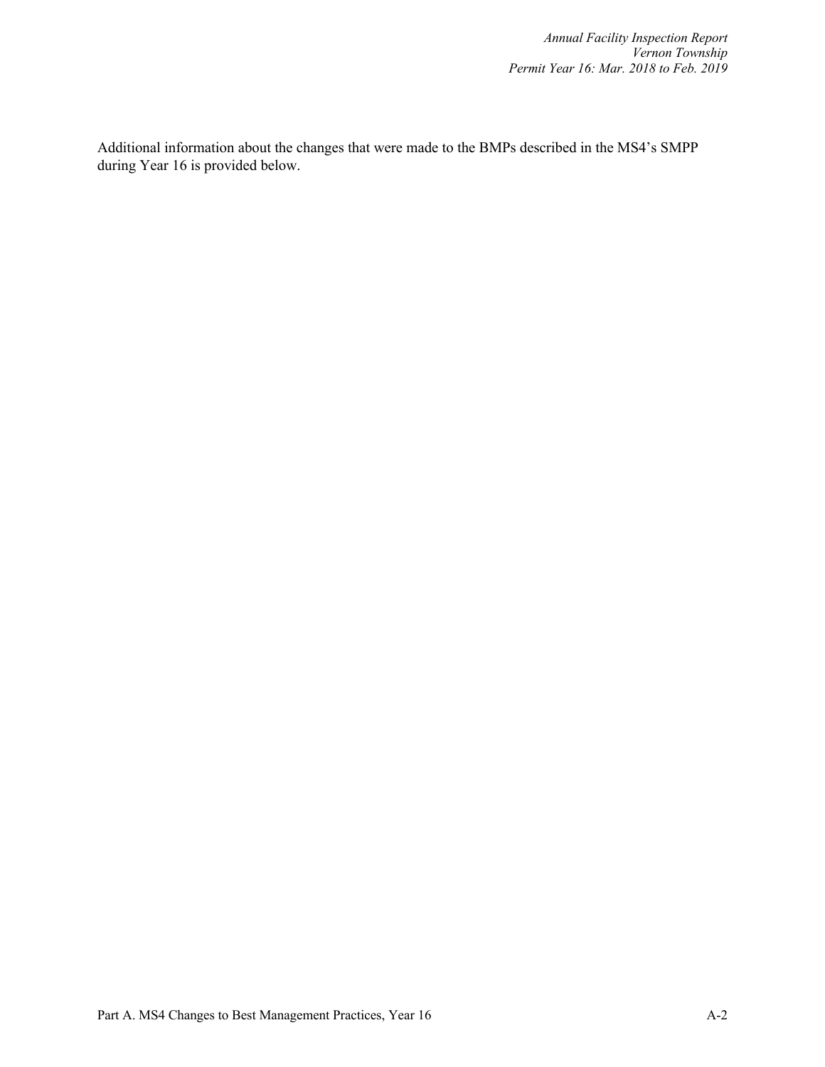Additional information about the changes that were made to the BMPs described in the MS4's SMPP during Year 16 is provided below.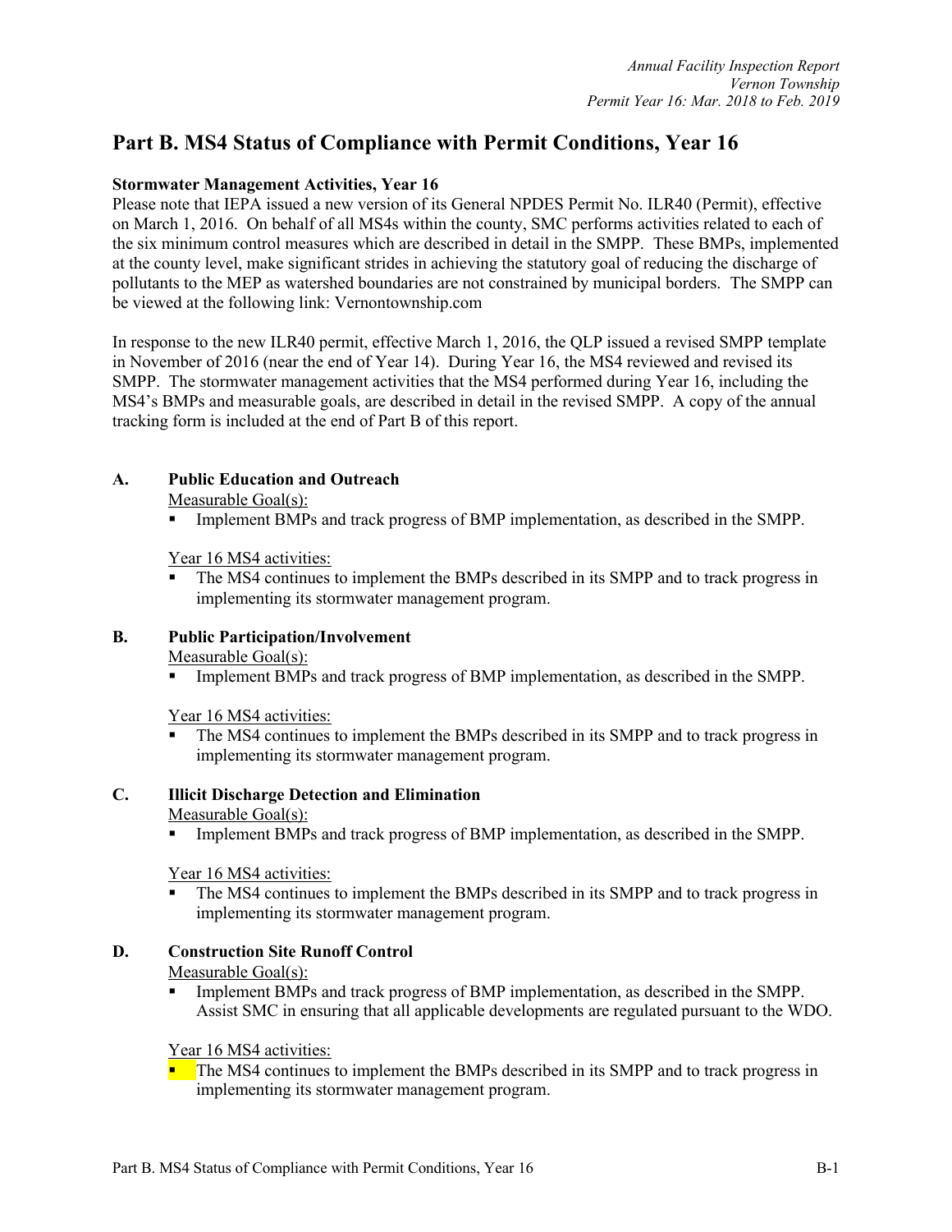# Part B. MS4 Status of Compliance with Permit Conditions, Year 16

**Stormwater Management Activities, Year 16**

Please note that IEPA issued a new version of its General NPDES Permit No. ILR40 (Permit), effective on March 1, 2016. On behalf of all MS4s within the county, SMC performs activities related to each of the six minimum control measures which are described in detail in the SMPP. These BMPs, implemented at the county level, make significant strides in achieving the statutory goal of reducing the discharge of pollutants to the MEP as watershed boundaries are not constrained by municipal borders. The SMPP can be viewed at the following link: Vernontownship.com

In response to the new ILR40 permit, effective March 1, 2016, the QLP issued a revised SMPP template in November of 2016 (near the end of Year 14). During Year 16, the MS4 reviewed and revised its SMPP. The stormwater management activities that the MS4 performed during Year 16, including the MS4's BMPs and measurable goals, are described in detail in the revised SMPP. A copy of the annual tracking form is included at the end of Part B of this report.

## A. Public Education and Outreach

Measurable Goal(s):

- Implement BMPs and track progress of BMP implementation, as described in the SMPP.

Year 16 MS4 activities:

- The MS4 continues to implement the BMPs described in its SMPP and to track progress in implementing its stormwater management program.

## B. Public Participation/Involvement

Measurable Goal(s):

- Implement BMPs and track progress of BMP implementation, as described in the SMPP.

Year 16 MS4 activities:

- The MS4 continues to implement the BMPs described in its SMPP and to track progress in implementing its stormwater management program.

## C. Illicit Discharge Detection and Elimination

Measurable Goal(s):

- Implement BMPs and track progress of BMP implementation, as described in the SMPP.

Year 16 MS4 activities:

- The MS4 continues to implement the BMPs described in its SMPP and to track progress in implementing its stormwater management program.

## D. Construction Site Runoff Control

Measurable Goal(s):

- Implement BMPs and track progress of BMP implementation, as described in the SMPP. Assist SMC in ensuring that all applicable developments are regulated pursuant to the WDO.

Year 16 MS4 activities:

- The MS4 continues to implement the BMPs described in its SMPP and to track progress in implementing its stormwater management program.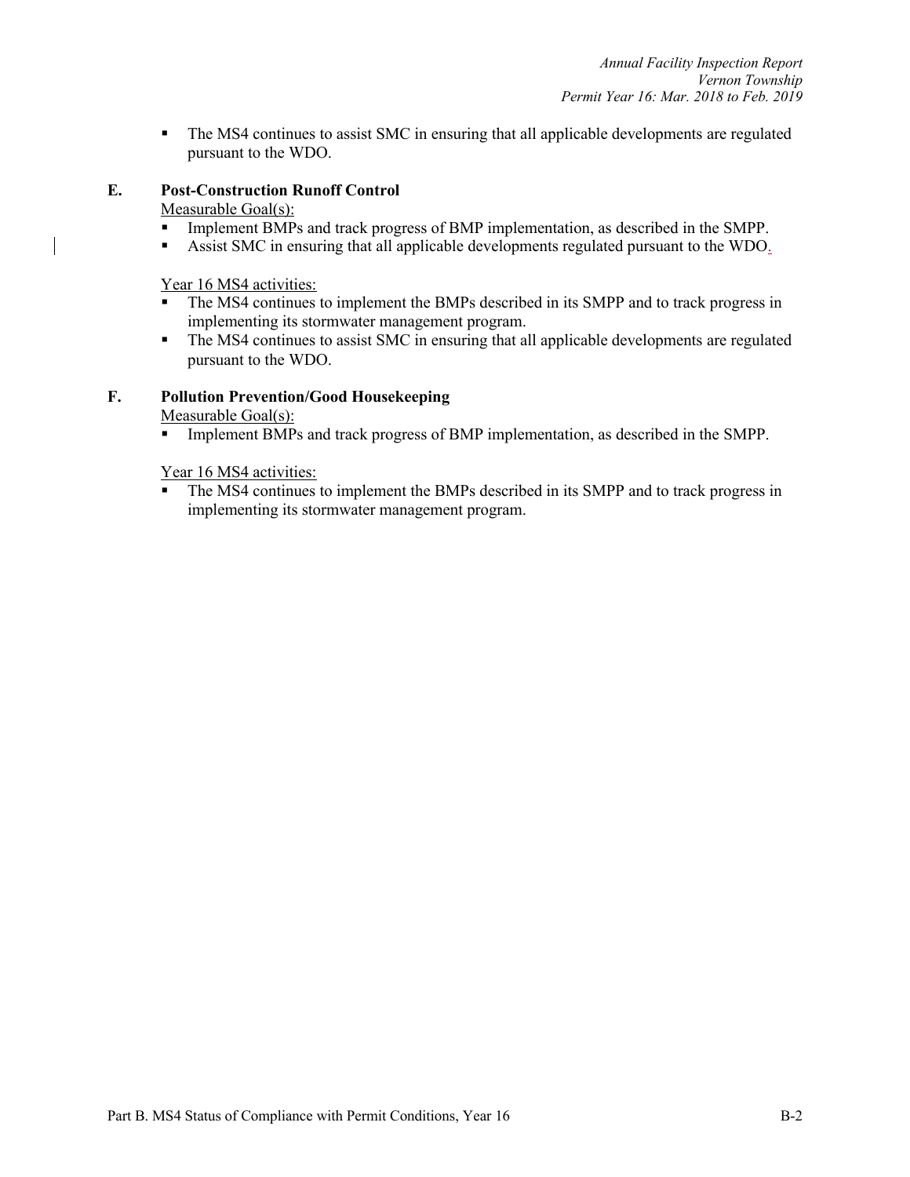- The MS4 continues to assist SMC in ensuring that all applicable developments are regulated pursuant to the WDO.

### E. Post-Construction Runoff Control

Measurable Goal(s):

- Implement BMPs and track progress of BMP implementation, as described in the SMPP.
- Assist SMC in ensuring that all applicable developments regulated pursuant to the WDO.

Year 16 MS4 activities:

- The MS4 continues to implement the BMPs described in its SMPP and to track progress in implementing its stormwater management program.
- The MS4 continues to assist SMC in ensuring that all applicable developments are regulated pursuant to the WDO.

### F. Pollution Prevention/Good Housekeeping

Measurable Goal(s):

- Implement BMPs and track progress of BMP implementation, as described in the SMPP.

Year 16 MS4 activities:

- The MS4 continues to implement the BMPs described in its SMPP and to track progress in implementing its stormwater management program.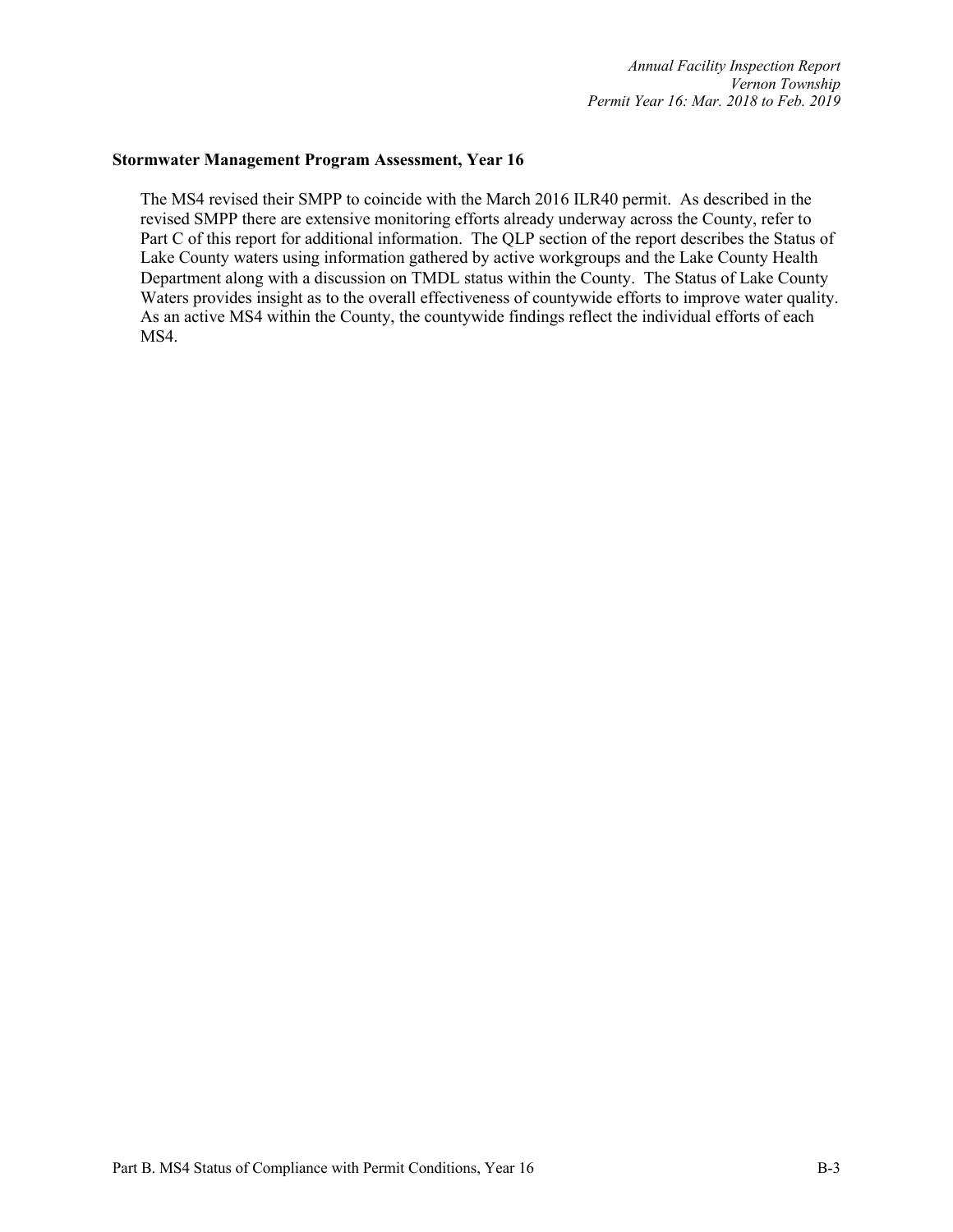**Stormwater Management Program Assessment, Year 16**

The MS4 revised their SMPP to coincide with the March 2016 ILR40 permit. As described in the revised SMPP there are extensive monitoring efforts already underway across the County, refer to Part C of this report for additional information. The QLP section of the report describes the Status of Lake County waters using information gathered by active workgroups and the Lake County Health Department along with a discussion on TMDL status within the County. The Status of Lake County Waters provides insight as to the overall effectiveness of countywide efforts to improve water quality. As an active MS4 within the County, the countywide findings reflect the individual efforts of each MS4.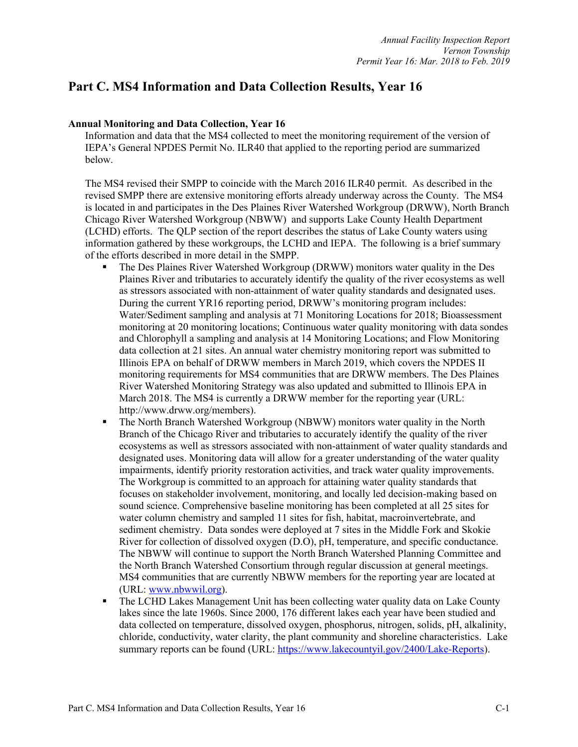# Part C. MS4 Information and Data Collection Results, Year 16

**Annual Monitoring and Data Collection, Year 16**

Information and data that the MS4 collected to meet the monitoring requirement of the version of IEPA's General NPDES Permit No. ILR40 that applied to the reporting period are summarized below.

The MS4 revised their SMPP to coincide with the March 2016 ILR40 permit. As described in the revised SMPP there are extensive monitoring efforts already underway across the County. The MS4 is located in and participates in the Des Plaines River Watershed Workgroup (DRWW), North Branch Chicago River Watershed Workgroup (NBWW) and supports Lake County Health Department (LCHD) efforts. The QLP section of the report describes the status of Lake County waters using information gathered by these workgroups, the LCHD and IEPA. The following is a brief summary of the efforts described in more detail in the SMPP.

- The Des Plaines River Watershed Workgroup (DRWW) monitors water quality in the Des Plaines River and tributaries to accurately identify the quality of the river ecosystems as well as stressors associated with non-attainment of water quality standards and designated uses. During the current YR16 reporting period, DRWW's monitoring program includes: Water/Sediment sampling and analysis at 71 Monitoring Locations for 2018; Bioassessment monitoring at 20 monitoring locations; Continuous water quality monitoring with data sondes and Chlorophyll a sampling and analysis at 14 Monitoring Locations; and Flow Monitoring data collection at 21 sites. An annual water chemistry monitoring report was submitted to Illinois EPA on behalf of DRWW members in March 2019, which covers the NPDES II monitoring requirements for MS4 communities that are DRWW members. The Des Plaines River Watershed Monitoring Strategy was also updated and submitted to Illinois EPA in March 2018. The MS4 is currently a DRWW member for the reporting year (URL: http://www.drww.org/members).
- The North Branch Watershed Workgroup (NBWW) monitors water quality in the North Branch of the Chicago River and tributaries to accurately identify the quality of the river ecosystems as well as stressors associated with non-attainment of water quality standards and designated uses. Monitoring data will allow for a greater understanding of the water quality impairments, identify priority restoration activities, and track water quality improvements. The Workgroup is committed to an approach for attaining water quality standards that focuses on stakeholder involvement, monitoring, and locally led decision-making based on sound science. Comprehensive baseline monitoring has been completed at all 25 sites for water column chemistry and sampled 11 sites for fish, habitat, macroinvertebrate, and sediment chemistry. Data sondes were deployed at 7 sites in the Middle Fork and Skokie River for collection of dissolved oxygen (D.O), pH, temperature, and specific conductance. The NBWW will continue to support the North Branch Watershed Planning Committee and the North Branch Watershed Consortium through regular discussion at general meetings. MS4 communities that are currently NBWW members for the reporting year are located at (URL: www.nbwwil.org).
- The LCHD Lakes Management Unit has been collecting water quality data on Lake County lakes since the late 1960s. Since 2000, 176 different lakes each year have been studied and data collected on temperature, dissolved oxygen, phosphorus, nitrogen, solids, pH, alkalinity, chloride, conductivity, water clarity, the plant community and shoreline characteristics. Lake summary reports can be found (URL: https://www.lakecountyil.gov/2400/Lake-Reports).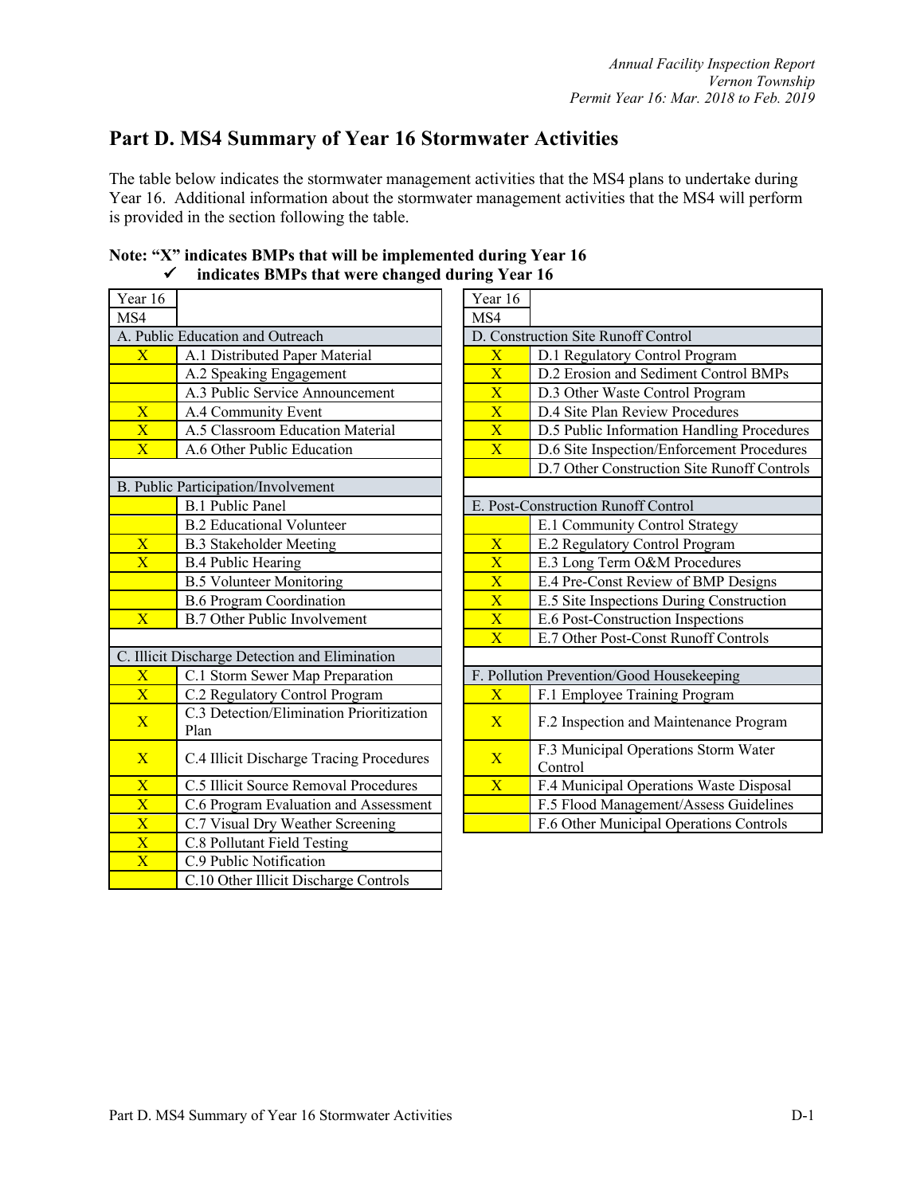# Part D. MS4 Summary of Year 16 Stormwater Activities

The table below indicates the stormwater management activities that the MS4 plans to undertake during Year 16. Additional information about the stormwater management activities that the MS4 will perform is provided in the section following the table.

**Note: "X" indicates BMPs that will be implemented during Year 16**
**✓ indicates BMPs that were changed during Year 16**

| Year 16 MS4 | |
|---|---|
| **A. Public Education and Outreach** | |
| X | A.1 Distributed Paper Material |
| | A.2 Speaking Engagement |
| | A.3 Public Service Announcement |
| X | A.4 Community Event |
| X | A.5 Classroom Education Material |
| X | A.6 Other Public Education |
| **B. Public Participation/Involvement** | |
| | B.1 Public Panel |
| | B.2 Educational Volunteer |
| X | B.3 Stakeholder Meeting |
| X | B.4 Public Hearing |
| | B.5 Volunteer Monitoring |
| | B.6 Program Coordination |
| X | B.7 Other Public Involvement |
| **C. Illicit Discharge Detection and Elimination** | |
| X | C.1 Storm Sewer Map Preparation |
| X | C.2 Regulatory Control Program |
| X | C.3 Detection/Elimination Prioritization Plan |
| X | C.4 Illicit Discharge Tracing Procedures |
| X | C.5 Illicit Source Removal Procedures |
| X | C.6 Program Evaluation and Assessment |
| X | C.7 Visual Dry Weather Screening |
| X | C.8 Pollutant Field Testing |
| X | C.9 Public Notification |
| | C.10 Other Illicit Discharge Controls |

| Year 16 MS4 | |
|---|---|
| **D. Construction Site Runoff Control** | |
| X | D.1 Regulatory Control Program |
| X | D.2 Erosion and Sediment Control BMPs |
| X | D.3 Other Waste Control Program |
| X | D.4 Site Plan Review Procedures |
| X | D.5 Public Information Handling Procedures |
| X | D.6 Site Inspection/Enforcement Procedures |
| | D.7 Other Construction Site Runoff Controls |
| **E. Post-Construction Runoff Control** | |
| | E.1 Community Control Strategy |
| X | E.2 Regulatory Control Program |
| X | E.3 Long Term O&M Procedures |
| X | E.4 Pre-Const Review of BMP Designs |
| X | E.5 Site Inspections During Construction |
| X | E.6 Post-Construction Inspections |
| X | E.7 Other Post-Const Runoff Controls |
| **F. Pollution Prevention/Good Housekeeping** | |
| X | F.1 Employee Training Program |
| X | F.2 Inspection and Maintenance Program |
| X | F.3 Municipal Operations Storm Water Control |
| X | F.4 Municipal Operations Waste Disposal |
| | F.5 Flood Management/Assess Guidelines |
| | F.6 Other Municipal Operations Controls |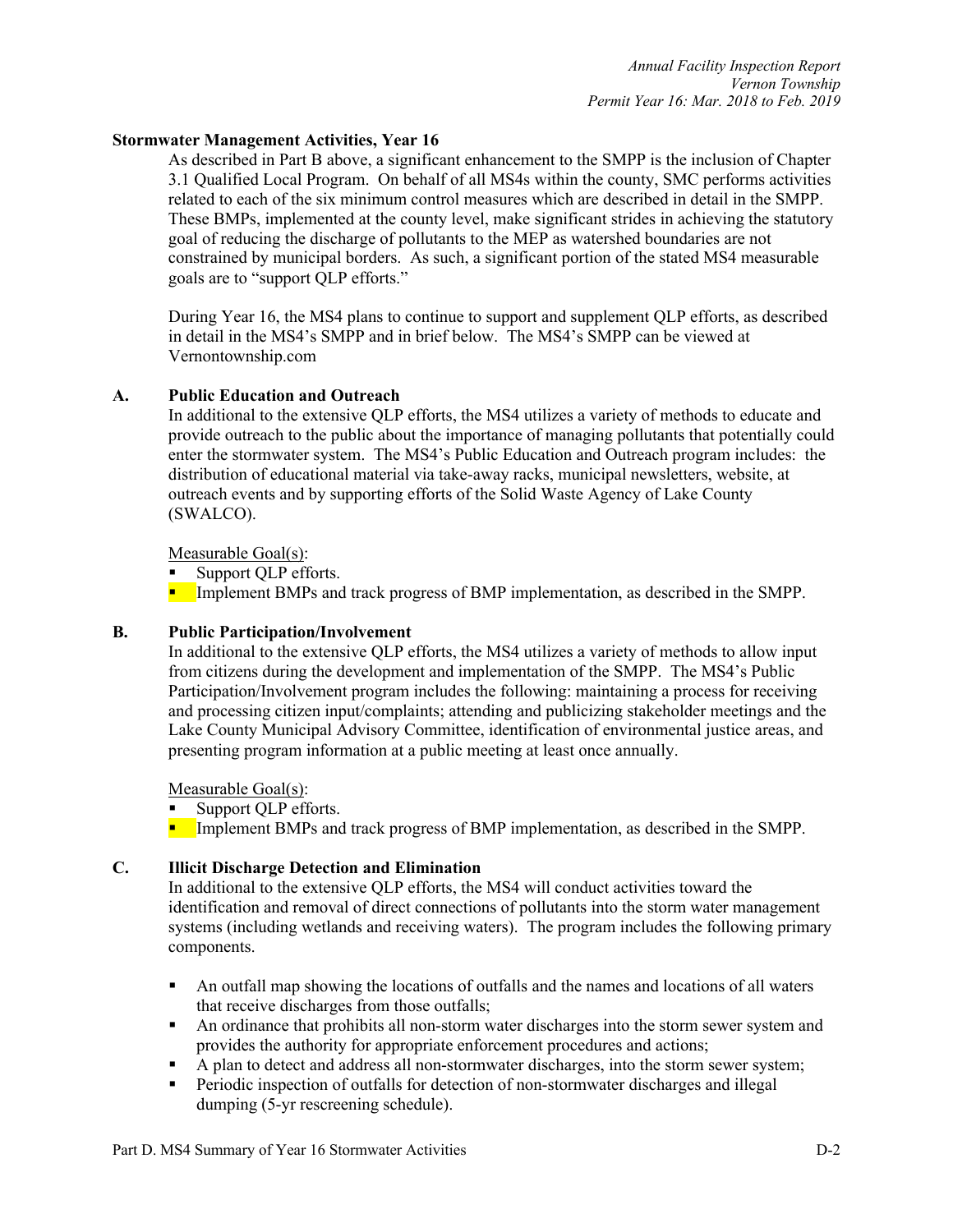**Stormwater Management Activities, Year 16**

As described in Part B above, a significant enhancement to the SMPP is the inclusion of Chapter 3.1 Qualified Local Program. On behalf of all MS4s within the county, SMC performs activities related to each of the six minimum control measures which are described in detail in the SMPP. These BMPs, implemented at the county level, make significant strides in achieving the statutory goal of reducing the discharge of pollutants to the MEP as watershed boundaries are not constrained by municipal borders. As such, a significant portion of the stated MS4 measurable goals are to "support QLP efforts."

During Year 16, the MS4 plans to continue to support and supplement QLP efforts, as described in detail in the MS4's SMPP and in brief below. The MS4's SMPP can be viewed at Vernontownship.com

**A. Public Education and Outreach**

In additional to the extensive QLP efforts, the MS4 utilizes a variety of methods to educate and provide outreach to the public about the importance of managing pollutants that potentially could enter the stormwater system. The MS4's Public Education and Outreach program includes: the distribution of educational material via take-away racks, municipal newsletters, website, at outreach events and by supporting efforts of the Solid Waste Agency of Lake County (SWALCO).

Measurable Goal(s):

- Support QLP efforts.
- Implement BMPs and track progress of BMP implementation, as described in the SMPP.

**B. Public Participation/Involvement**

In additional to the extensive QLP efforts, the MS4 utilizes a variety of methods to allow input from citizens during the development and implementation of the SMPP. The MS4's Public Participation/Involvement program includes the following: maintaining a process for receiving and processing citizen input/complaints; attending and publicizing stakeholder meetings and the Lake County Municipal Advisory Committee, identification of environmental justice areas, and presenting program information at a public meeting at least once annually.

Measurable Goal(s):

- Support QLP efforts.
- Implement BMPs and track progress of BMP implementation, as described in the SMPP.

**C. Illicit Discharge Detection and Elimination**

In additional to the extensive QLP efforts, the MS4 will conduct activities toward the identification and removal of direct connections of pollutants into the storm water management systems (including wetlands and receiving waters). The program includes the following primary components.

- An outfall map showing the locations of outfalls and the names and locations of all waters that receive discharges from those outfalls;
- An ordinance that prohibits all non-storm water discharges into the storm sewer system and provides the authority for appropriate enforcement procedures and actions;
- A plan to detect and address all non-stormwater discharges, into the storm sewer system;
- Periodic inspection of outfalls for detection of non-stormwater discharges and illegal dumping (5-yr rescreening schedule).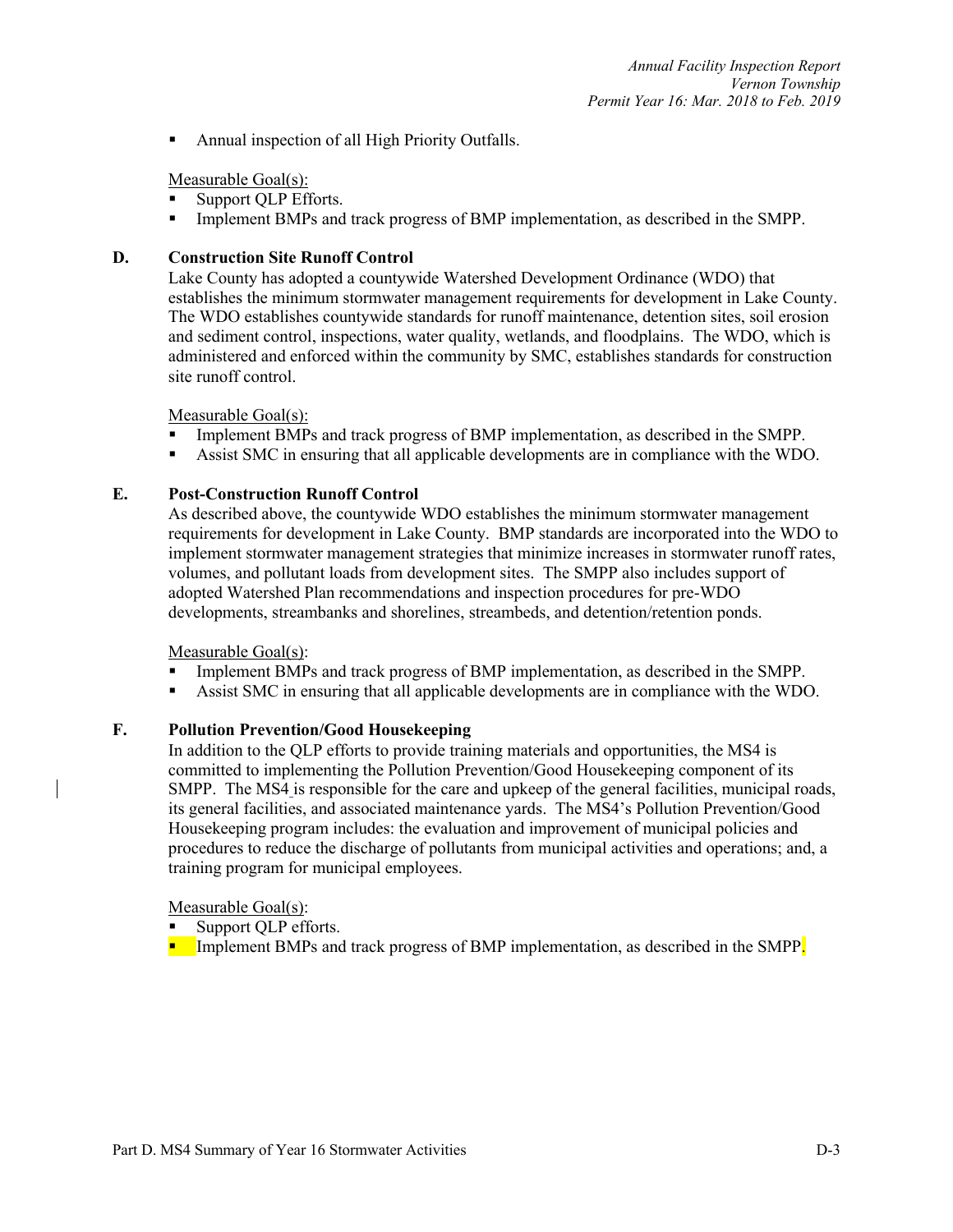- Annual inspection of all High Priority Outfalls.

Measurable Goal(s):

- Support QLP Efforts.
- Implement BMPs and track progress of BMP implementation, as described in the SMPP.

**D. Construction Site Runoff Control**

Lake County has adopted a countywide Watershed Development Ordinance (WDO) that establishes the minimum stormwater management requirements for development in Lake County. The WDO establishes countywide standards for runoff maintenance, detention sites, soil erosion and sediment control, inspections, water quality, wetlands, and floodplains. The WDO, which is administered and enforced within the community by SMC, establishes standards for construction site runoff control.

Measurable Goal(s):

- Implement BMPs and track progress of BMP implementation, as described in the SMPP.
- Assist SMC in ensuring that all applicable developments are in compliance with the WDO.

**E. Post-Construction Runoff Control**

As described above, the countywide WDO establishes the minimum stormwater management requirements for development in Lake County. BMP standards are incorporated into the WDO to implement stormwater management strategies that minimize increases in stormwater runoff rates, volumes, and pollutant loads from development sites. The SMPP also includes support of adopted Watershed Plan recommendations and inspection procedures for pre-WDO developments, streambanks and shorelines, streambeds, and detention/retention ponds.

Measurable Goal(s):

- Implement BMPs and track progress of BMP implementation, as described in the SMPP.
- Assist SMC in ensuring that all applicable developments are in compliance with the WDO.

**F. Pollution Prevention/Good Housekeeping**

In addition to the QLP efforts to provide training materials and opportunities, the MS4 is committed to implementing the Pollution Prevention/Good Housekeeping component of its SMPP. The MS4 is responsible for the care and upkeep of the general facilities, municipal roads, its general facilities, and associated maintenance yards. The MS4's Pollution Prevention/Good Housekeeping program includes: the evaluation and improvement of municipal policies and procedures to reduce the discharge of pollutants from municipal activities and operations; and, a training program for municipal employees.

Measurable Goal(s):

- Support QLP efforts.
- Implement BMPs and track progress of BMP implementation, as described in the SMPP.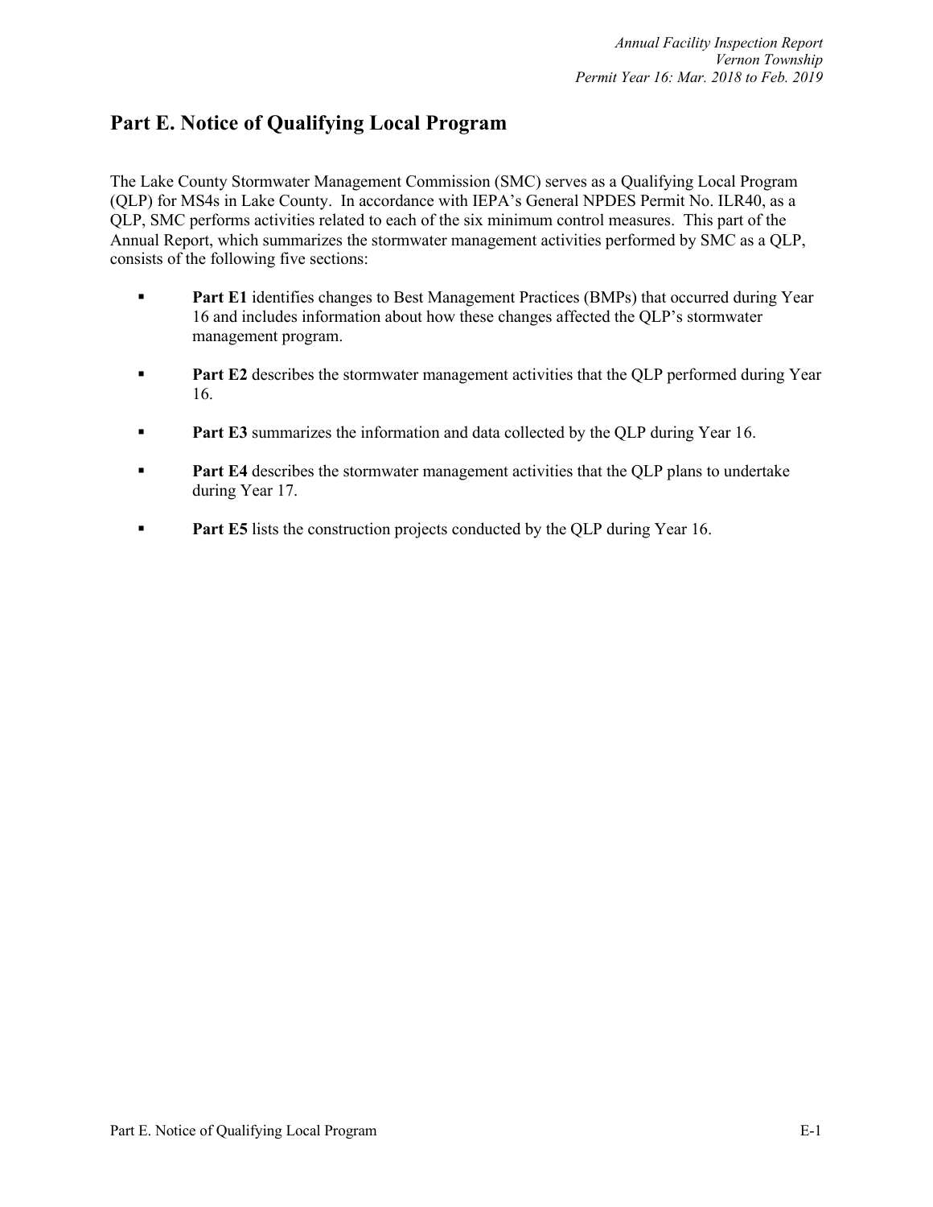## Part E. Notice of Qualifying Local Program

The Lake County Stormwater Management Commission (SMC) serves as a Qualifying Local Program (QLP) for MS4s in Lake County. In accordance with IEPA's General NPDES Permit No. ILR40, as a QLP, SMC performs activities related to each of the six minimum control measures. This part of the Annual Report, which summarizes the stormwater management activities performed by SMC as a QLP, consists of the following five sections:

- **Part E1** identifies changes to Best Management Practices (BMPs) that occurred during Year 16 and includes information about how these changes affected the QLP's stormwater management program.
- **Part E2** describes the stormwater management activities that the QLP performed during Year 16.
- **Part E3** summarizes the information and data collected by the QLP during Year 16.
- **Part E4** describes the stormwater management activities that the QLP plans to undertake during Year 17.
- **Part E5** lists the construction projects conducted by the QLP during Year 16.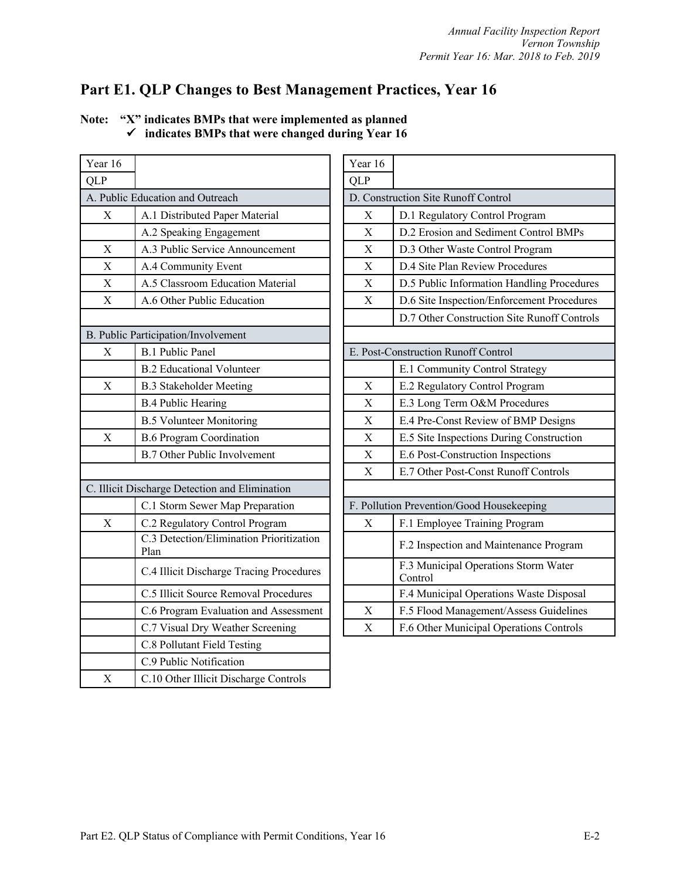## Part E1. QLP Changes to Best Management Practices, Year 16

**Note: "X" indicates BMPs that were implemented as planned**
**✓ indicates BMPs that were changed during Year 16**

| Year 16 QLP | |
|---|---|
| **A. Public Education and Outreach** | |
| X | A.1 Distributed Paper Material |
| | A.2 Speaking Engagement |
| X | A.3 Public Service Announcement |
| X | A.4 Community Event |
| X | A.5 Classroom Education Material |
| X | A.6 Other Public Education |
| **B. Public Participation/Involvement** | |
| X | B.1 Public Panel |
| | B.2 Educational Volunteer |
| X | B.3 Stakeholder Meeting |
| | B.4 Public Hearing |
| | B.5 Volunteer Monitoring |
| X | B.6 Program Coordination |
| | B.7 Other Public Involvement |
| **C. Illicit Discharge Detection and Elimination** | |
| | C.1 Storm Sewer Map Preparation |
| X | C.2 Regulatory Control Program |
| | C.3 Detection/Elimination Prioritization Plan |
| | C.4 Illicit Discharge Tracing Procedures |
| | C.5 Illicit Source Removal Procedures |
| | C.6 Program Evaluation and Assessment |
| | C.7 Visual Dry Weather Screening |
| | C.8 Pollutant Field Testing |
| | C.9 Public Notification |
| X | C.10 Other Illicit Discharge Controls |

| Year 16 QLP | |
|---|---|
| **D. Construction Site Runoff Control** | |
| X | D.1 Regulatory Control Program |
| X | D.2 Erosion and Sediment Control BMPs |
| X | D.3 Other Waste Control Program |
| X | D.4 Site Plan Review Procedures |
| X | D.5 Public Information Handling Procedures |
| X | D.6 Site Inspection/Enforcement Procedures |
| | D.7 Other Construction Site Runoff Controls |
| **E. Post-Construction Runoff Control** | |
| | E.1 Community Control Strategy |
| X | E.2 Regulatory Control Program |
| X | E.3 Long Term O&M Procedures |
| X | E.4 Pre-Const Review of BMP Designs |
| X | E.5 Site Inspections During Construction |
| X | E.6 Post-Construction Inspections |
| X | E.7 Other Post-Const Runoff Controls |
| **F. Pollution Prevention/Good Housekeeping** | |
| X | F.1 Employee Training Program |
| | F.2 Inspection and Maintenance Program |
| | F.3 Municipal Operations Storm Water Control |
| | F.4 Municipal Operations Waste Disposal |
| X | F.5 Flood Management/Assess Guidelines |
| X | F.6 Other Municipal Operations Controls |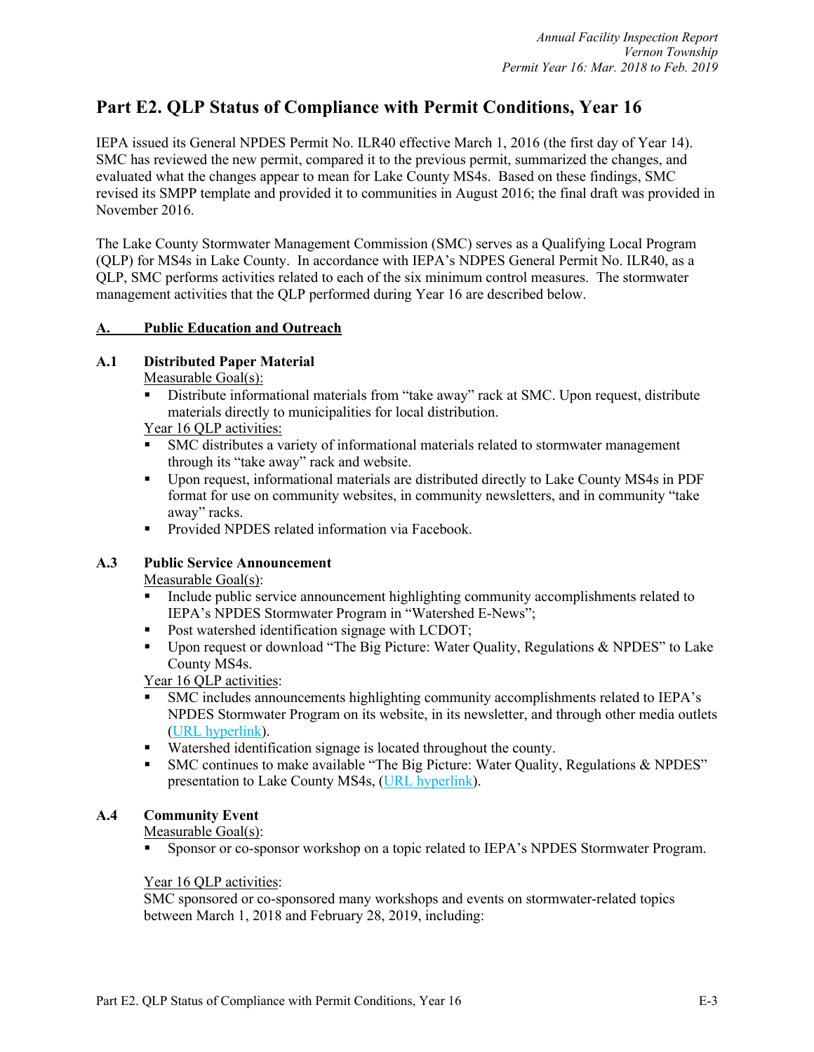# Part E2. QLP Status of Compliance with Permit Conditions, Year 16

IEPA issued its General NPDES Permit No. ILR40 effective March 1, 2016 (the first day of Year 14). SMC has reviewed the new permit, compared it to the previous permit, summarized the changes, and evaluated what the changes appear to mean for Lake County MS4s. Based on these findings, SMC revised its SMPP template and provided it to communities in August 2016; the final draft was provided in November 2016.

The Lake County Stormwater Management Commission (SMC) serves as a Qualifying Local Program (QLP) for MS4s in Lake County. In accordance with IEPA's NDPES General Permit No. ILR40, as a QLP, SMC performs activities related to each of the six minimum control measures. The stormwater management activities that the QLP performed during Year 16 are described below.

## A. Public Education and Outreach

### A.1 Distributed Paper Material

Measurable Goal(s):

- Distribute informational materials from "take away" rack at SMC. Upon request, distribute materials directly to municipalities for local distribution.

Year 16 QLP activities:

- SMC distributes a variety of informational materials related to stormwater management through its "take away" rack and website.
- Upon request, informational materials are distributed directly to Lake County MS4s in PDF format for use on community websites, in community newsletters, and in community "take away" racks.
- Provided NPDES related information via Facebook.

### A.3 Public Service Announcement

Measurable Goal(s):

- Include public service announcement highlighting community accomplishments related to IEPA's NPDES Stormwater Program in "Watershed E-News";
- Post watershed identification signage with LCDOT;
- Upon request or download "The Big Picture: Water Quality, Regulations & NPDES" to Lake County MS4s.

Year 16 QLP activities:

- SMC includes announcements highlighting community accomplishments related to IEPA's NPDES Stormwater Program on its website, in its newsletter, and through other media outlets (URL hyperlink).
- Watershed identification signage is located throughout the county.
- SMC continues to make available "The Big Picture: Water Quality, Regulations & NPDES" presentation to Lake County MS4s, (URL hyperlink).

### A.4 Community Event

Measurable Goal(s):

- Sponsor or co-sponsor workshop on a topic related to IEPA's NPDES Stormwater Program.

Year 16 QLP activities:

SMC sponsored or co-sponsored many workshops and events on stormwater-related topics between March 1, 2018 and February 28, 2019, including: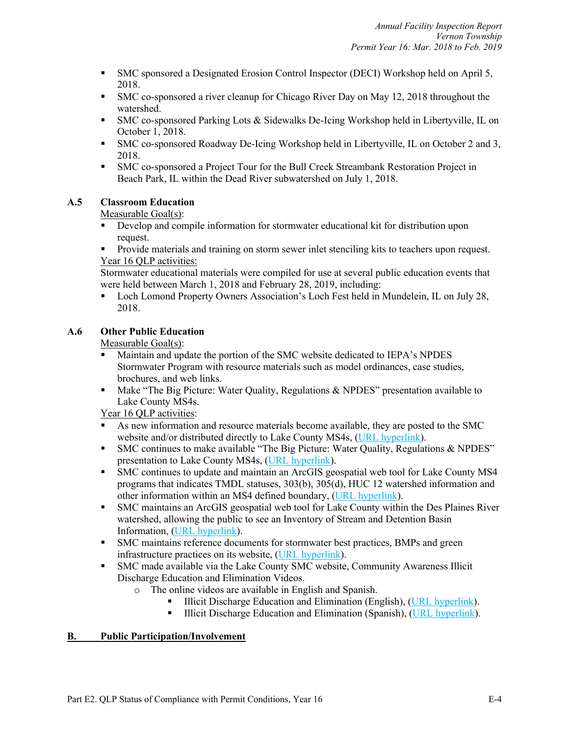- SMC sponsored a Designated Erosion Control Inspector (DECI) Workshop held on April 5, 2018.
- SMC co-sponsored a river cleanup for Chicago River Day on May 12, 2018 throughout the watershed.
- SMC co-sponsored Parking Lots & Sidewalks De-Icing Workshop held in Libertyville, IL on October 1, 2018.
- SMC co-sponsored Roadway De-Icing Workshop held in Libertyville, IL on October 2 and 3, 2018.
- SMC co-sponsored a Project Tour for the Bull Creek Streambank Restoration Project in Beach Park, IL within the Dead River subwatershed on July 1, 2018.

### A.5 Classroom Education

Measurable Goal(s):

- Develop and compile information for stormwater educational kit for distribution upon request.
- Provide materials and training on storm sewer inlet stenciling kits to teachers upon request.

Year 16 QLP activities:

Stormwater educational materials were compiled for use at several public education events that were held between March 1, 2018 and February 28, 2019, including:

- Loch Lomond Property Owners Association's Loch Fest held in Mundelein, IL on July 28, 2018.

### A.6 Other Public Education

Measurable Goal(s):

- Maintain and update the portion of the SMC website dedicated to IEPA's NPDES Stormwater Program with resource materials such as model ordinances, case studies, brochures, and web links.
- Make "The Big Picture: Water Quality, Regulations & NPDES" presentation available to Lake County MS4s.

Year 16 QLP activities:

- As new information and resource materials become available, they are posted to the SMC website and/or distributed directly to Lake County MS4s, (URL hyperlink).
- SMC continues to make available "The Big Picture: Water Quality, Regulations & NPDES" presentation to Lake County MS4s, (URL hyperlink).
- SMC continues to update and maintain an ArcGIS geospatial web tool for Lake County MS4 programs that indicates TMDL statuses, 303(b), 305(d), HUC 12 watershed information and other information within an MS4 defined boundary, (URL hyperlink).
- SMC maintains an ArcGIS geospatial web tool for Lake County within the Des Plaines River watershed, allowing the public to see an Inventory of Stream and Detention Basin Information, (URL hyperlink).
- SMC maintains reference documents for stormwater best practices, BMPs and green infrastructure practices on its website, (URL hyperlink).
- SMC made available via the Lake County SMC website, Community Awareness Illicit Discharge Education and Elimination Videos.
  - The online videos are available in English and Spanish.
    - Illicit Discharge Education and Elimination (English), (URL hyperlink).
    - Illicit Discharge Education and Elimination (Spanish), (URL hyperlink).

## B. Public Participation/Involvement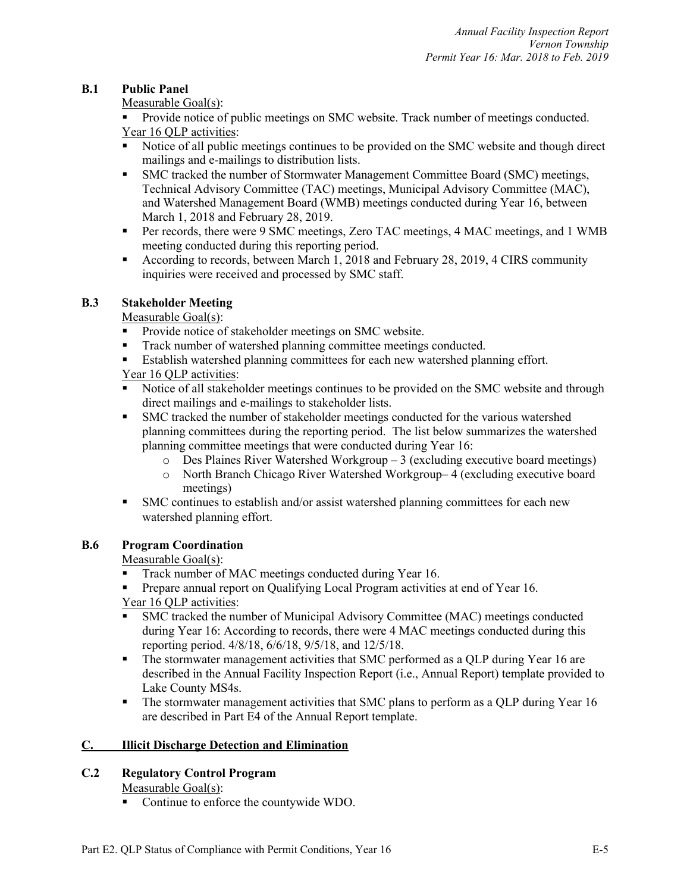### B.1 Public Panel

Measurable Goal(s):

- Provide notice of public meetings on SMC website. Track number of meetings conducted.

Year 16 QLP activities:

- Notice of all public meetings continues to be provided on the SMC website and though direct mailings and e-mailings to distribution lists.
- SMC tracked the number of Stormwater Management Committee Board (SMC) meetings, Technical Advisory Committee (TAC) meetings, Municipal Advisory Committee (MAC), and Watershed Management Board (WMB) meetings conducted during Year 16, between March 1, 2018 and February 28, 2019.
- Per records, there were 9 SMC meetings, Zero TAC meetings, 4 MAC meetings, and 1 WMB meeting conducted during this reporting period.
- According to records, between March 1, 2018 and February 28, 2019, 4 CIRS community inquiries were received and processed by SMC staff.

### B.3 Stakeholder Meeting

Measurable Goal(s):

- Provide notice of stakeholder meetings on SMC website.
- Track number of watershed planning committee meetings conducted.
- Establish watershed planning committees for each new watershed planning effort.

Year 16 QLP activities:

- Notice of all stakeholder meetings continues to be provided on the SMC website and through direct mailings and e-mailings to stakeholder lists.
- SMC tracked the number of stakeholder meetings conducted for the various watershed planning committees during the reporting period. The list below summarizes the watershed planning committee meetings that were conducted during Year 16:
  - Des Plaines River Watershed Workgroup – 3 (excluding executive board meetings)
  - North Branch Chicago River Watershed Workgroup– 4 (excluding executive board meetings)
- SMC continues to establish and/or assist watershed planning committees for each new watershed planning effort.

### B.6 Program Coordination

Measurable Goal(s):

- Track number of MAC meetings conducted during Year 16.
- Prepare annual report on Qualifying Local Program activities at end of Year 16.

Year 16 QLP activities:

- SMC tracked the number of Municipal Advisory Committee (MAC) meetings conducted during Year 16: According to records, there were 4 MAC meetings conducted during this reporting period. 4/8/18, 6/6/18, 9/5/18, and 12/5/18.
- The stormwater management activities that SMC performed as a QLP during Year 16 are described in the Annual Facility Inspection Report (i.e., Annual Report) template provided to Lake County MS4s.
- The stormwater management activities that SMC plans to perform as a QLP during Year 16 are described in Part E4 of the Annual Report template.

## C. Illicit Discharge Detection and Elimination

### C.2 Regulatory Control Program

Measurable Goal(s):

- Continue to enforce the countywide WDO.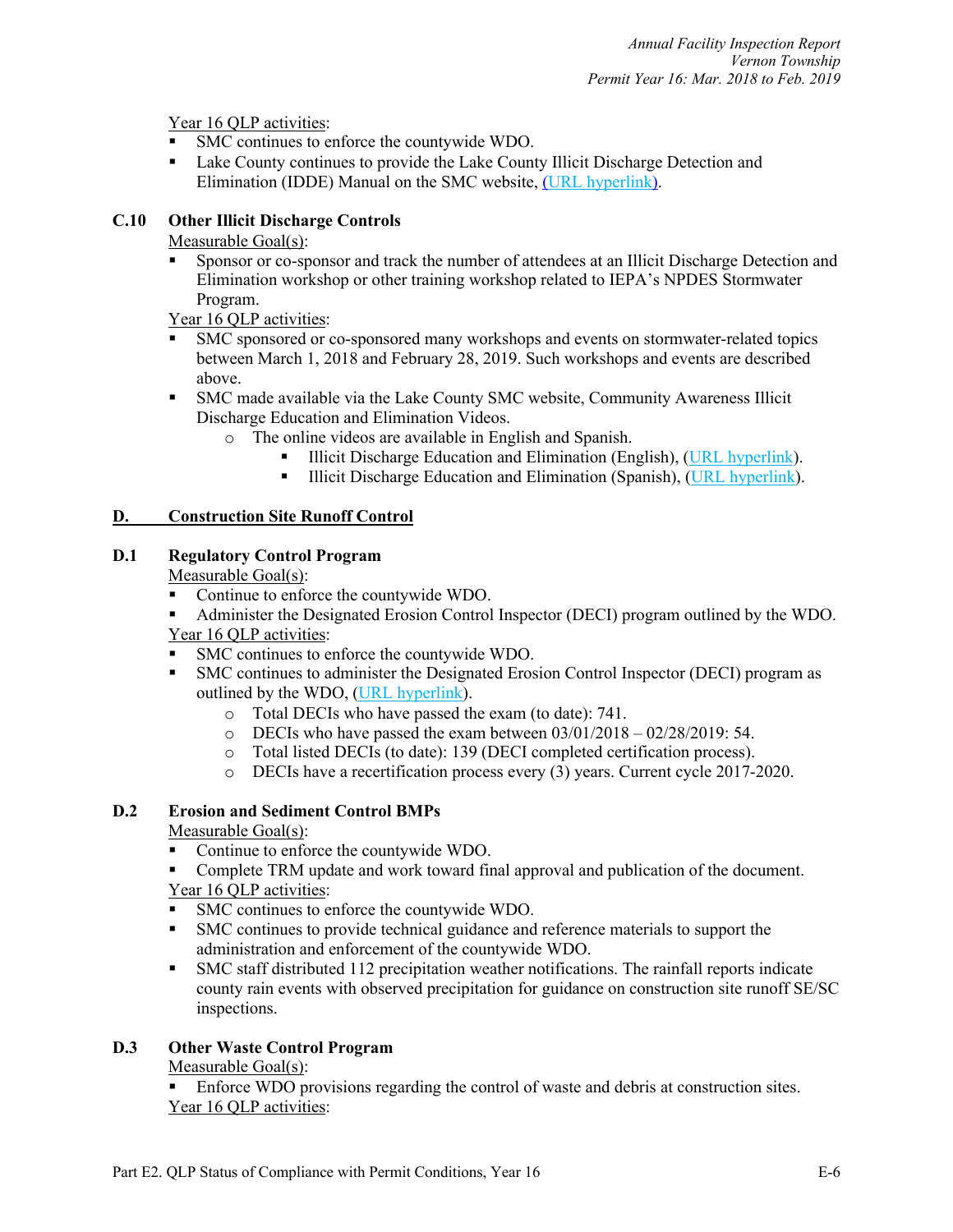Year 16 QLP activities:

- SMC continues to enforce the countywide WDO.
- Lake County continues to provide the Lake County Illicit Discharge Detection and Elimination (IDDE) Manual on the SMC website, (URL hyperlink).

### C.10 Other Illicit Discharge Controls

Measurable Goal(s):

- Sponsor or co-sponsor and track the number of attendees at an Illicit Discharge Detection and Elimination workshop or other training workshop related to IEPA's NPDES Stormwater Program.

Year 16 QLP activities:

- SMC sponsored or co-sponsored many workshops and events on stormwater-related topics between March 1, 2018 and February 28, 2019. Such workshops and events are described above.
- SMC made available via the Lake County SMC website, Community Awareness Illicit Discharge Education and Elimination Videos.
  - The online videos are available in English and Spanish.
    - Illicit Discharge Education and Elimination (English), (URL hyperlink).
    - Illicit Discharge Education and Elimination (Spanish), (URL hyperlink).

## D. Construction Site Runoff Control

### D.1 Regulatory Control Program

Measurable Goal(s):

- Continue to enforce the countywide WDO.
- Administer the Designated Erosion Control Inspector (DECI) program outlined by the WDO.

Year 16 QLP activities:

- SMC continues to enforce the countywide WDO.
- SMC continues to administer the Designated Erosion Control Inspector (DECI) program as outlined by the WDO, (URL hyperlink).
  - Total DECIs who have passed the exam (to date): 741.
  - DECIs who have passed the exam between 03/01/2018 – 02/28/2019: 54.
  - Total listed DECIs (to date): 139 (DECI completed certification process).
  - DECIs have a recertification process every (3) years. Current cycle 2017-2020.

### D.2 Erosion and Sediment Control BMPs

Measurable Goal(s):

- Continue to enforce the countywide WDO.
- Complete TRM update and work toward final approval and publication of the document.

Year 16 QLP activities:

- SMC continues to enforce the countywide WDO.
- SMC continues to provide technical guidance and reference materials to support the administration and enforcement of the countywide WDO.
- SMC staff distributed 112 precipitation weather notifications. The rainfall reports indicate county rain events with observed precipitation for guidance on construction site runoff SE/SC inspections.

### D.3 Other Waste Control Program

Measurable Goal(s):

- Enforce WDO provisions regarding the control of waste and debris at construction sites.

Year 16 QLP activities: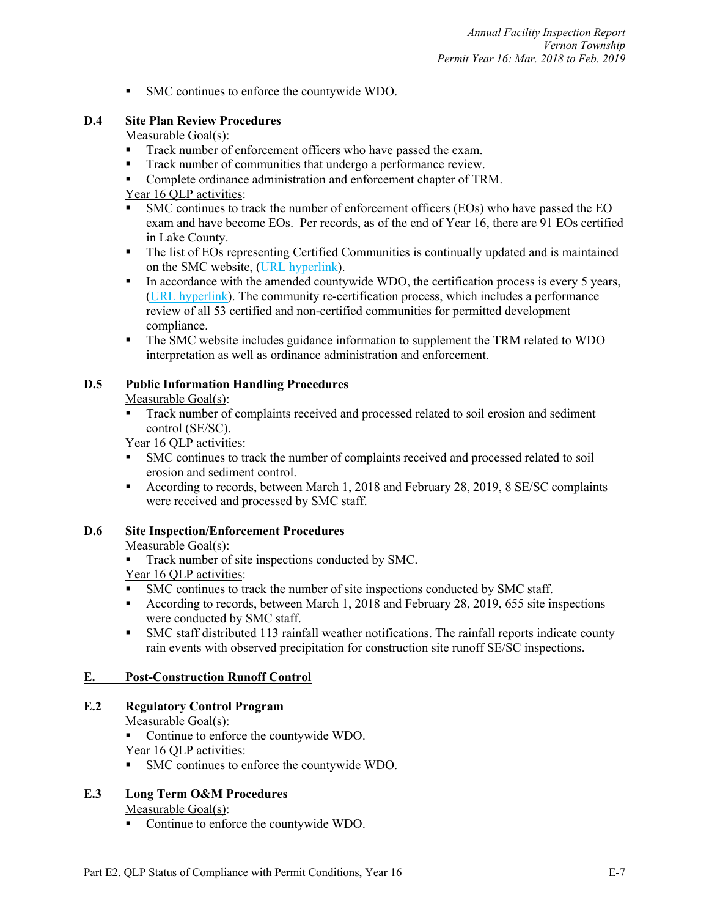- SMC continues to enforce the countywide WDO.

### D.4 Site Plan Review Procedures

Measurable Goal(s):

- Track number of enforcement officers who have passed the exam.
- Track number of communities that undergo a performance review.
- Complete ordinance administration and enforcement chapter of TRM.

Year 16 QLP activities:

- SMC continues to track the number of enforcement officers (EOs) who have passed the EO exam and have become EOs. Per records, as of the end of Year 16, there are 91 EOs certified in Lake County.
- The list of EOs representing Certified Communities is continually updated and is maintained on the SMC website, (URL hyperlink).
- In accordance with the amended countywide WDO, the certification process is every 5 years, (URL hyperlink). The community re-certification process, which includes a performance review of all 53 certified and non-certified communities for permitted development compliance.
- The SMC website includes guidance information to supplement the TRM related to WDO interpretation as well as ordinance administration and enforcement.

### D.5 Public Information Handling Procedures

Measurable Goal(s):

- Track number of complaints received and processed related to soil erosion and sediment control (SE/SC).

Year 16 QLP activities:

- SMC continues to track the number of complaints received and processed related to soil erosion and sediment control.
- According to records, between March 1, 2018 and February 28, 2019, 8 SE/SC complaints were received and processed by SMC staff.

### D.6 Site Inspection/Enforcement Procedures

Measurable Goal(s):

- Track number of site inspections conducted by SMC.

Year 16 QLP activities:

- SMC continues to track the number of site inspections conducted by SMC staff.
- According to records, between March 1, 2018 and February 28, 2019, 655 site inspections were conducted by SMC staff.
- SMC staff distributed 113 rainfall weather notifications. The rainfall reports indicate county rain events with observed precipitation for construction site runoff SE/SC inspections.

## E. Post-Construction Runoff Control

### E.2 Regulatory Control Program

Measurable Goal(s):

- Continue to enforce the countywide WDO.

Year 16 QLP activities:

- SMC continues to enforce the countywide WDO.

### E.3 Long Term O&M Procedures

Measurable Goal(s):

- Continue to enforce the countywide WDO.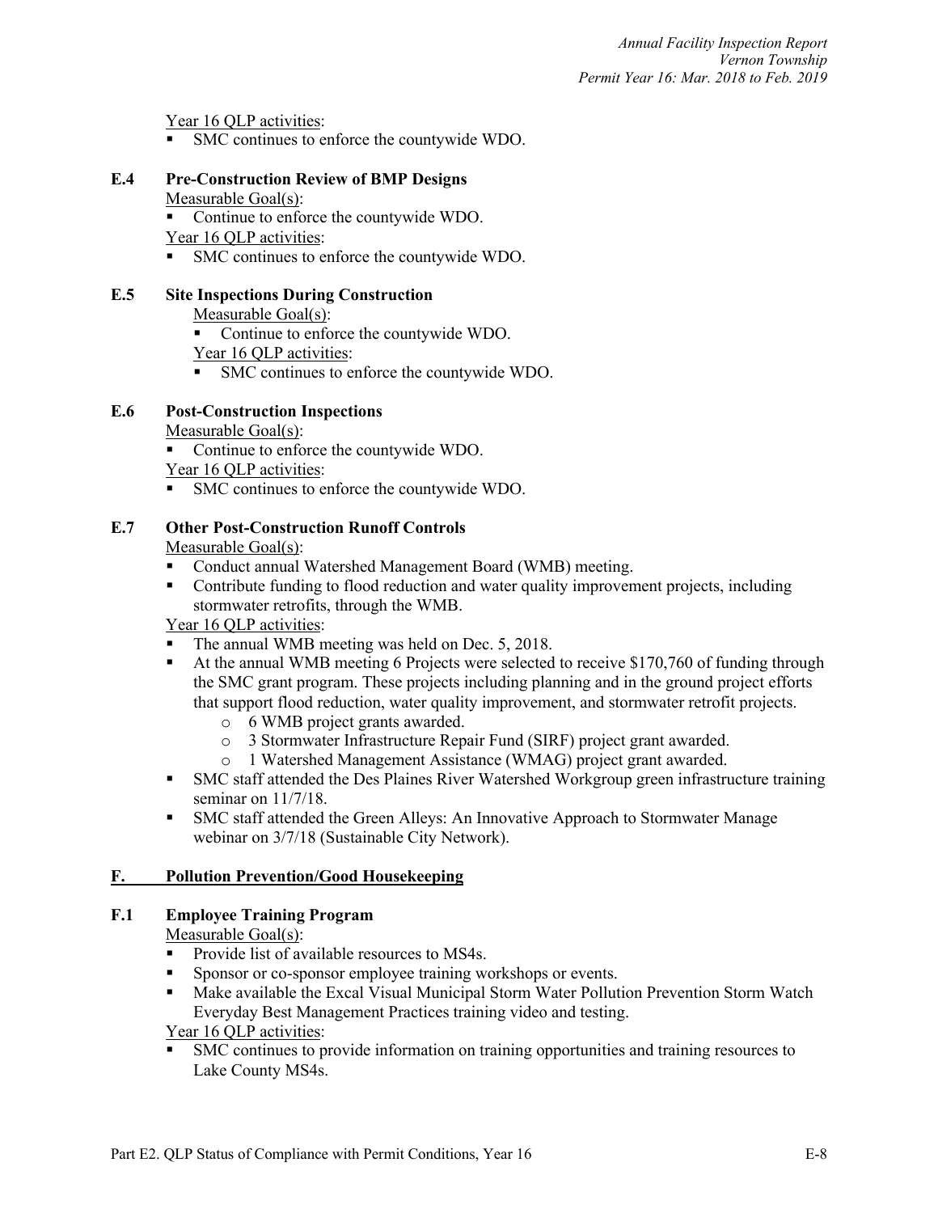Year 16 QLP activities:

- SMC continues to enforce the countywide WDO.

### E.4 Pre-Construction Review of BMP Designs

Measurable Goal(s):

- Continue to enforce the countywide WDO.

Year 16 QLP activities:

- SMC continues to enforce the countywide WDO.

### E.5 Site Inspections During Construction

Measurable Goal(s):

- Continue to enforce the countywide WDO.

Year 16 QLP activities:

- SMC continues to enforce the countywide WDO.

### E.6 Post-Construction Inspections

Measurable Goal(s):

- Continue to enforce the countywide WDO.

Year 16 QLP activities:

- SMC continues to enforce the countywide WDO.

### E.7 Other Post-Construction Runoff Controls

Measurable Goal(s):

- Conduct annual Watershed Management Board (WMB) meeting.
- Contribute funding to flood reduction and water quality improvement projects, including stormwater retrofits, through the WMB.

Year 16 QLP activities:

- The annual WMB meeting was held on Dec. 5, 2018.
- At the annual WMB meeting 6 Projects were selected to receive $170,760 of funding through the SMC grant program. These projects including planning and in the ground project efforts that support flood reduction, water quality improvement, and stormwater retrofit projects.
  - 6 WMB project grants awarded.
  - 3 Stormwater Infrastructure Repair Fund (SIRF) project grant awarded.
  - 1 Watershed Management Assistance (WMAG) project grant awarded.
- SMC staff attended the Des Plaines River Watershed Workgroup green infrastructure training seminar on 11/7/18.
- SMC staff attended the Green Alleys: An Innovative Approach to Stormwater Manage webinar on 3/7/18 (Sustainable City Network).

## F. Pollution Prevention/Good Housekeeping

### F.1 Employee Training Program

Measurable Goal(s):

- Provide list of available resources to MS4s.
- Sponsor or co-sponsor employee training workshops or events.
- Make available the Excal Visual Municipal Storm Water Pollution Prevention Storm Watch Everyday Best Management Practices training video and testing.

Year 16 QLP activities:

- SMC continues to provide information on training opportunities and training resources to Lake County MS4s.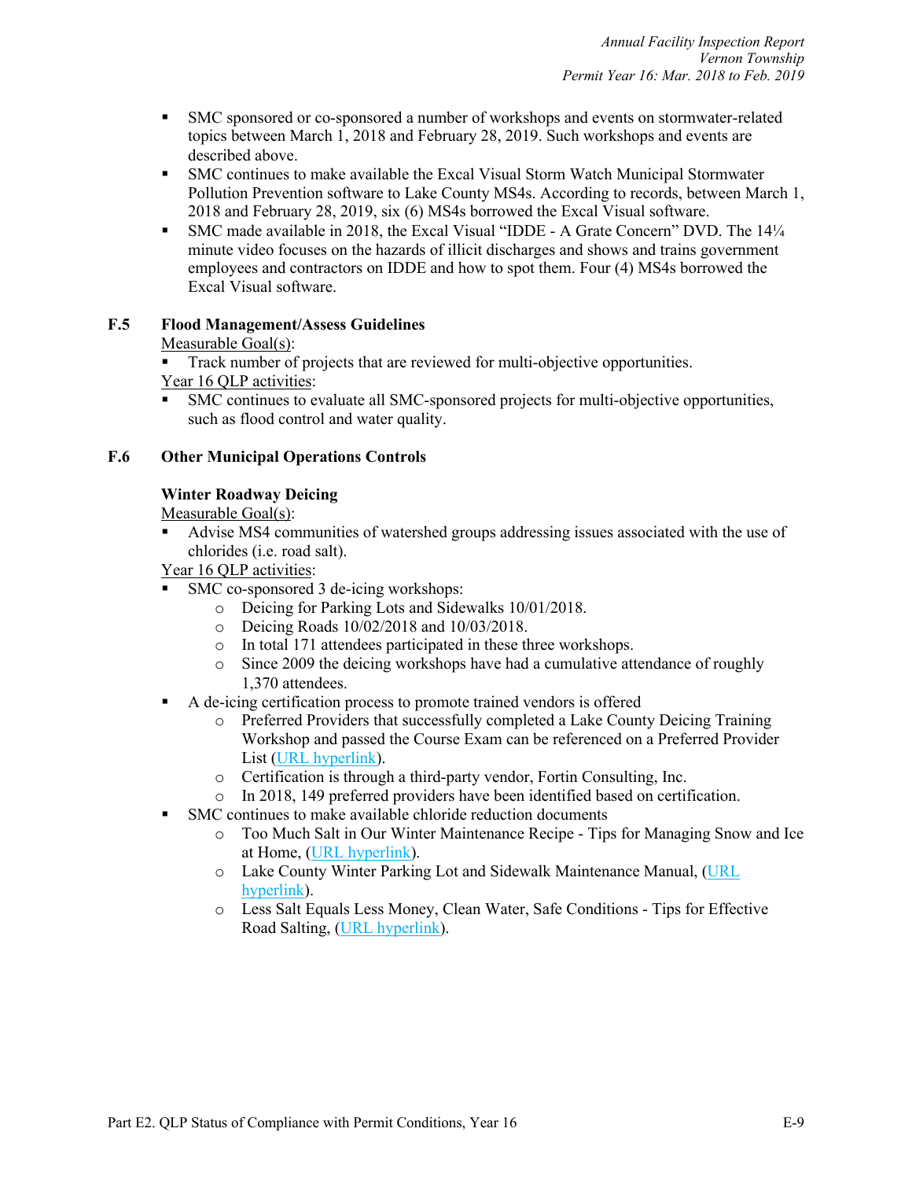- SMC sponsored or co-sponsored a number of workshops and events on stormwater-related topics between March 1, 2018 and February 28, 2019. Such workshops and events are described above.
- SMC continues to make available the Excal Visual Storm Watch Municipal Stormwater Pollution Prevention software to Lake County MS4s. According to records, between March 1, 2018 and February 28, 2019, six (6) MS4s borrowed the Excal Visual software.
- SMC made available in 2018, the Excal Visual "IDDE - A Grate Concern" DVD. The 14¼ minute video focuses on the hazards of illicit discharges and shows and trains government employees and contractors on IDDE and how to spot them. Four (4) MS4s borrowed the Excal Visual software.

## F.5 Flood Management/Assess Guidelines

Measurable Goal(s):

- Track number of projects that are reviewed for multi-objective opportunities.

Year 16 QLP activities:

- SMC continues to evaluate all SMC-sponsored projects for multi-objective opportunities, such as flood control and water quality.

## F.6 Other Municipal Operations Controls

### Winter Roadway Deicing

Measurable Goal(s):

- Advise MS4 communities of watershed groups addressing issues associated with the use of chlorides (i.e. road salt).

Year 16 QLP activities:

- SMC co-sponsored 3 de-icing workshops:
    - Deicing for Parking Lots and Sidewalks 10/01/2018.
    - Deicing Roads 10/02/2018 and 10/03/2018.
    - In total 171 attendees participated in these three workshops.
    - Since 2009 the deicing workshops have had a cumulative attendance of roughly 1,370 attendees.
- A de-icing certification process to promote trained vendors is offered
    - Preferred Providers that successfully completed a Lake County Deicing Training Workshop and passed the Course Exam can be referenced on a Preferred Provider List (URL hyperlink).
    - Certification is through a third-party vendor, Fortin Consulting, Inc.
    - In 2018, 149 preferred providers have been identified based on certification.
- SMC continues to make available chloride reduction documents
    - Too Much Salt in Our Winter Maintenance Recipe - Tips for Managing Snow and Ice at Home, (URL hyperlink).
    - Lake County Winter Parking Lot and Sidewalk Maintenance Manual, (URL hyperlink).
    - Less Salt Equals Less Money, Clean Water, Safe Conditions - Tips for Effective Road Salting, (URL hyperlink).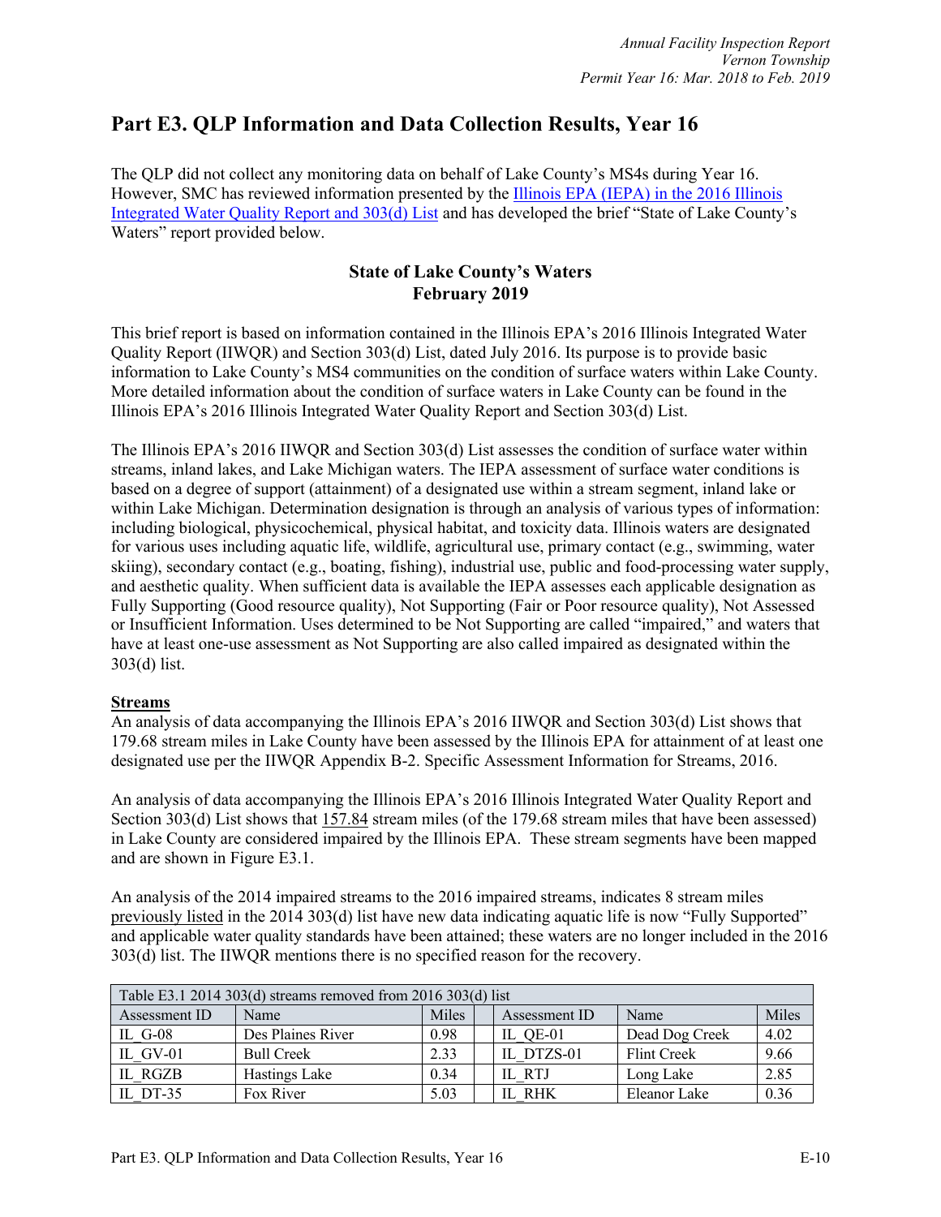# Part E3. QLP Information and Data Collection Results, Year 16

The QLP did not collect any monitoring data on behalf of Lake County's MS4s during Year 16. However, SMC has reviewed information presented by the Illinois EPA (IEPA) in the 2016 Illinois Integrated Water Quality Report and 303(d) List and has developed the brief "State of Lake County's Waters" report provided below.

## State of Lake County's Waters
**February 2019**

This brief report is based on information contained in the Illinois EPA's 2016 Illinois Integrated Water Quality Report (IIWQR) and Section 303(d) List, dated July 2016. Its purpose is to provide basic information to Lake County's MS4 communities on the condition of surface waters within Lake County. More detailed information about the condition of surface waters in Lake County can be found in the Illinois EPA's 2016 Illinois Integrated Water Quality Report and Section 303(d) List.

The Illinois EPA's 2016 IIWQR and Section 303(d) List assesses the condition of surface water within streams, inland lakes, and Lake Michigan waters. The IEPA assessment of surface water conditions is based on a degree of support (attainment) of a designated use within a stream segment, inland lake or within Lake Michigan. Determination designation is through an analysis of various types of information: including biological, physicochemical, physical habitat, and toxicity data. Illinois waters are designated for various uses including aquatic life, wildlife, agricultural use, primary contact (e.g., swimming, water skiing), secondary contact (e.g., boating, fishing), industrial use, public and food-processing water supply, and aesthetic quality. When sufficient data is available the IEPA assesses each applicable designation as Fully Supporting (Good resource quality), Not Supporting (Fair or Poor resource quality), Not Assessed or Insufficient Information. Uses determined to be Not Supporting are called "impaired," and waters that have at least one-use assessment as Not Supporting are also called impaired as designated within the 303(d) list.

**Streams**

An analysis of data accompanying the Illinois EPA's 2016 IIWQR and Section 303(d) List shows that 179.68 stream miles in Lake County have been assessed by the Illinois EPA for attainment of at least one designated use per the IIWQR Appendix B-2. Specific Assessment Information for Streams, 2016.

An analysis of data accompanying the Illinois EPA's 2016 Illinois Integrated Water Quality Report and Section 303(d) List shows that 157.84 stream miles (of the 179.68 stream miles that have been assessed) in Lake County are considered impaired by the Illinois EPA. These stream segments have been mapped and are shown in Figure E3.1.

An analysis of the 2014 impaired streams to the 2016 impaired streams, indicates 8 stream miles previously listed in the 2014 303(d) list have new data indicating aquatic life is now "Fully Supported" and applicable water quality standards have been attained; these waters are no longer included in the 2016 303(d) list. The IIWQR mentions there is no specified reason for the recovery.

| Table E3.1 2014 303(d) streams removed from 2016 303(d) list | | | | | | |
|---|---|---|---|---|---|---|
| Assessment ID | Name | Miles | | Assessment ID | Name | Miles |
| IL_G-08 | Des Plaines River | 0.98 | | IL_QE-01 | Dead Dog Creek | 4.02 |
| IL_GV-01 | Bull Creek | 2.33 | | IL_DTZS-01 | Flint Creek | 9.66 |
| IL_RGZB | Hastings Lake | 0.34 | | IL_RTJ | Long Lake | 2.85 |
| IL_DT-35 | Fox River | 5.03 | | IL_RHK | Eleanor Lake | 0.36 |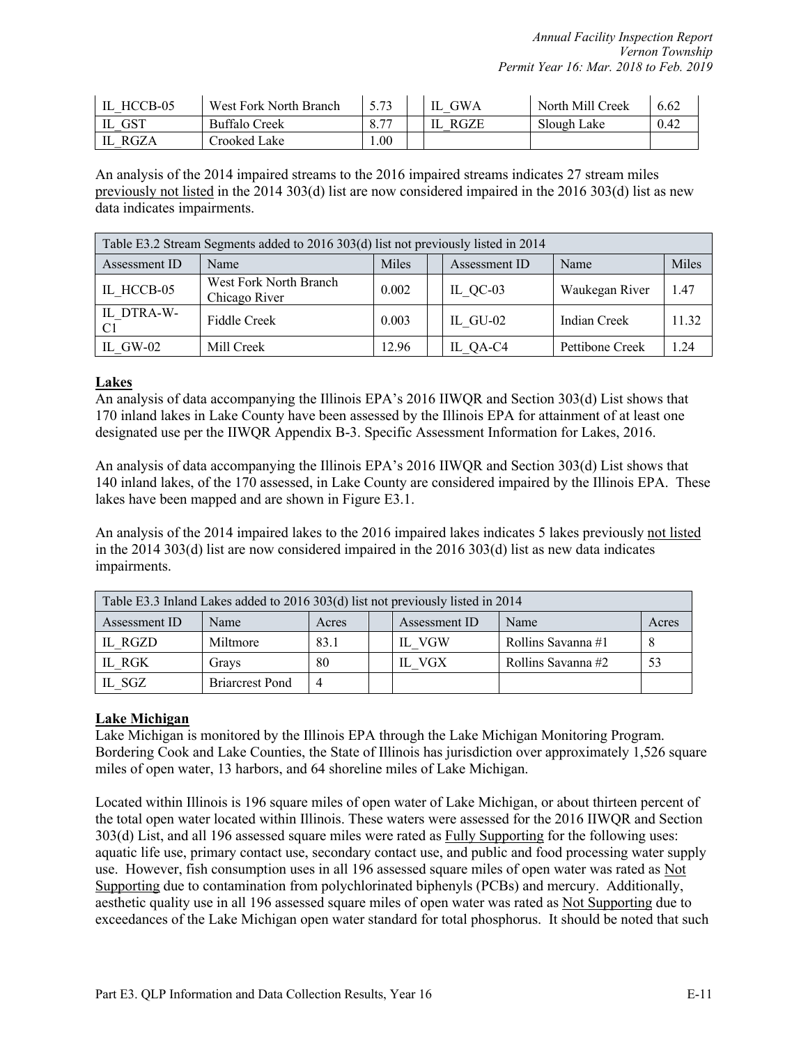| IL_HCCB-05 | West Fork North Branch | 5.73 | | IL_GWA | North Mill Creek | 6.62 |
|---|---|---|---|---|---|---|
| IL_GST | Buffalo Creek | 8.77 | | IL_RGZE | Slough Lake | 0.42 |
| IL_RGZA | Crooked Lake | 1.00 | | | | |

An analysis of the 2014 impaired streams to the 2016 impaired streams indicates 27 stream miles previously not listed in the 2014 303(d) list are now considered impaired in the 2016 303(d) list as new data indicates impairments.

| Table E3.2 Stream Segments added to 2016 303(d) list not previously listed in 2014 | | | | | | |
|---|---|---|---|---|---|---|
| Assessment ID | Name | Miles | | Assessment ID | Name | Miles |
| IL_HCCB-05 | West Fork North Branch Chicago River | 0.002 | | IL_QC-03 | Waukegan River | 1.47 |
| IL_DTRA-W-C1 | Fiddle Creek | 0.003 | | IL_GU-02 | Indian Creek | 11.32 |
| IL_GW-02 | Mill Creek | 12.96 | | IL_QA-C4 | Pettibone Creek | 1.24 |

**Lakes**

An analysis of data accompanying the Illinois EPA's 2016 IIWQR and Section 303(d) List shows that 170 inland lakes in Lake County have been assessed by the Illinois EPA for attainment of at least one designated use per the IIWQR Appendix B-3. Specific Assessment Information for Lakes, 2016.

An analysis of data accompanying the Illinois EPA's 2016 IIWQR and Section 303(d) List shows that 140 inland lakes, of the 170 assessed, in Lake County are considered impaired by the Illinois EPA. These lakes have been mapped and are shown in Figure E3.1.

An analysis of the 2014 impaired lakes to the 2016 impaired lakes indicates 5 lakes previously not listed in the 2014 303(d) list are now considered impaired in the 2016 303(d) list as new data indicates impairments.

| Table E3.3 Inland Lakes added to 2016 303(d) list not previously listed in 2014 | | | | | | |
|---|---|---|---|---|---|---|
| Assessment ID | Name | Acres | | Assessment ID | Name | Acres |
| IL_RGZD | Miltmore | 83.1 | | IL_VGW | Rollins Savanna #1 | 8 |
| IL_RGK | Grays | 80 | | IL_VGX | Rollins Savanna #2 | 53 |
| IL_SGZ | Briarcrest Pond | 4 | | | | |

**Lake Michigan**

Lake Michigan is monitored by the Illinois EPA through the Lake Michigan Monitoring Program. Bordering Cook and Lake Counties, the State of Illinois has jurisdiction over approximately 1,526 square miles of open water, 13 harbors, and 64 shoreline miles of Lake Michigan.

Located within Illinois is 196 square miles of open water of Lake Michigan, or about thirteen percent of the total open water located within Illinois. These waters were assessed for the 2016 IIWQR and Section 303(d) List, and all 196 assessed square miles were rated as Fully Supporting for the following uses: aquatic life use, primary contact use, secondary contact use, and public and food processing water supply use. However, fish consumption uses in all 196 assessed square miles of open water was rated as Not Supporting due to contamination from polychlorinated biphenyls (PCBs) and mercury. Additionally, aesthetic quality use in all 196 assessed square miles of open water was rated as Not Supporting due to exceedances of the Lake Michigan open water standard for total phosphorus. It should be noted that such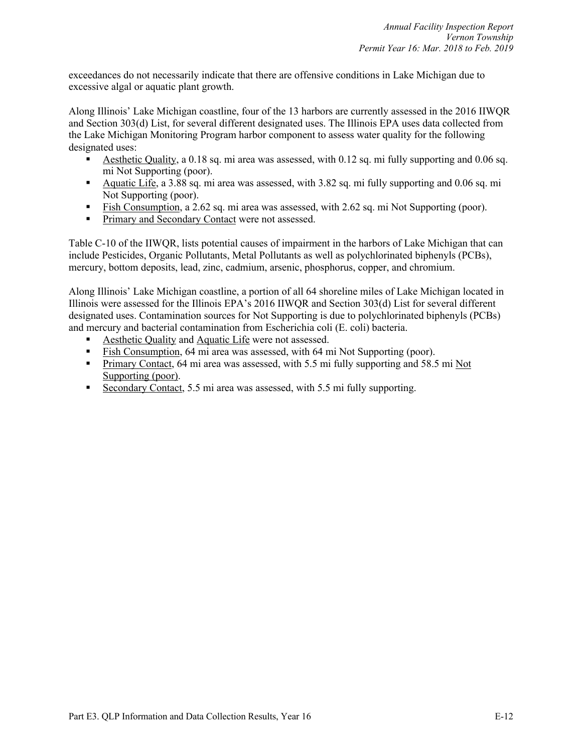exceedances do not necessarily indicate that there are offensive conditions in Lake Michigan due to excessive algal or aquatic plant growth.

Along Illinois' Lake Michigan coastline, four of the 13 harbors are currently assessed in the 2016 IIWQR and Section 303(d) List, for several different designated uses. The Illinois EPA uses data collected from the Lake Michigan Monitoring Program harbor component to assess water quality for the following designated uses:

- Aesthetic Quality, a 0.18 sq. mi area was assessed, with 0.12 sq. mi fully supporting and 0.06 sq. mi Not Supporting (poor).
- Aquatic Life, a 3.88 sq. mi area was assessed, with 3.82 sq. mi fully supporting and 0.06 sq. mi Not Supporting (poor).
- Fish Consumption, a 2.62 sq. mi area was assessed, with 2.62 sq. mi Not Supporting (poor).
- Primary and Secondary Contact were not assessed.

Table C-10 of the IIWQR, lists potential causes of impairment in the harbors of Lake Michigan that can include Pesticides, Organic Pollutants, Metal Pollutants as well as polychlorinated biphenyls (PCBs), mercury, bottom deposits, lead, zinc, cadmium, arsenic, phosphorus, copper, and chromium.

Along Illinois' Lake Michigan coastline, a portion of all 64 shoreline miles of Lake Michigan located in Illinois were assessed for the Illinois EPA's 2016 IIWQR and Section 303(d) List for several different designated uses. Contamination sources for Not Supporting is due to polychlorinated biphenyls (PCBs) and mercury and bacterial contamination from Escherichia coli (E. coli) bacteria.

- Aesthetic Quality and Aquatic Life were not assessed.
- Fish Consumption, 64 mi area was assessed, with 64 mi Not Supporting (poor).
- Primary Contact, 64 mi area was assessed, with 5.5 mi fully supporting and 58.5 mi Not Supporting (poor).
- Secondary Contact, 5.5 mi area was assessed, with 5.5 mi fully supporting.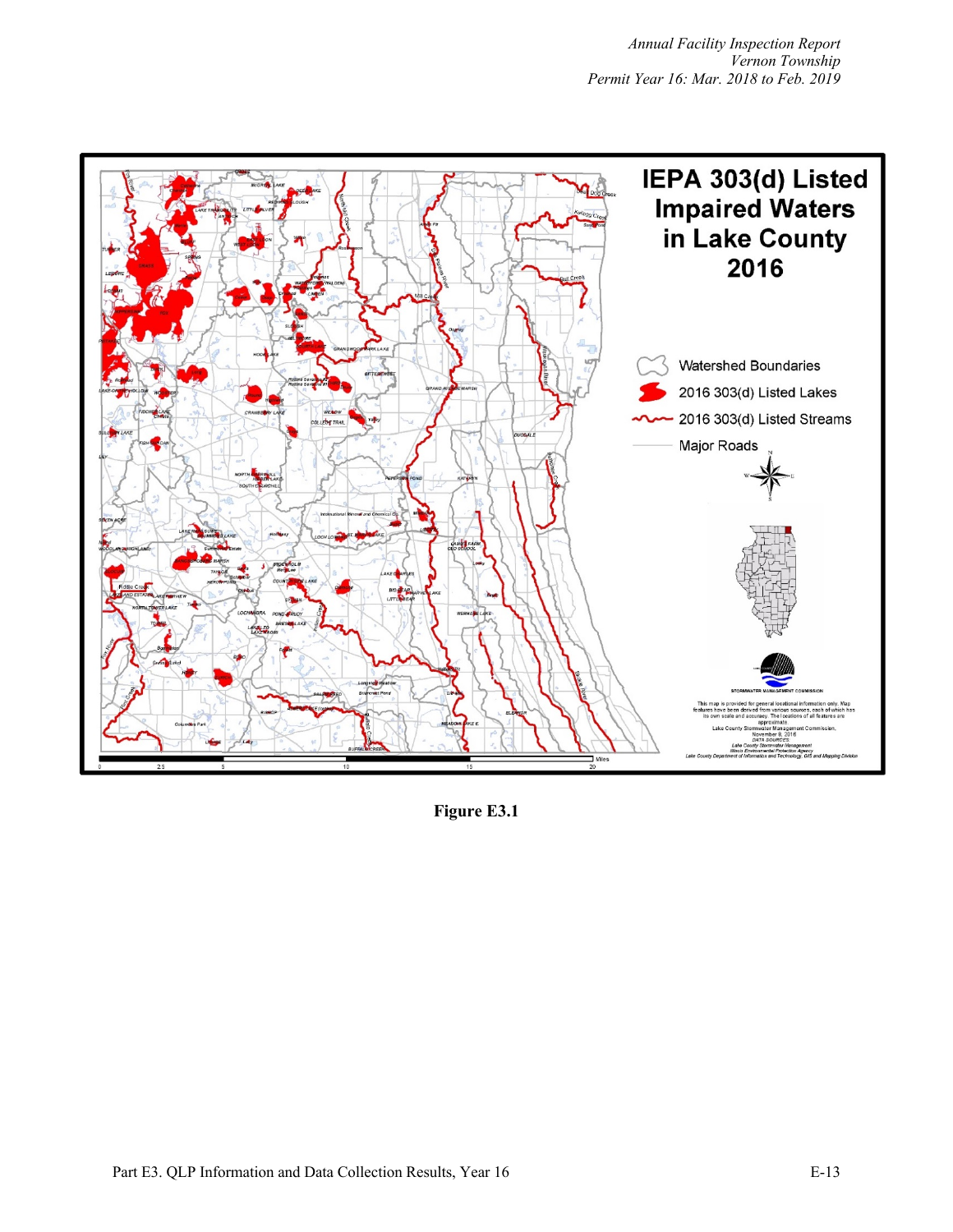Figure E3.1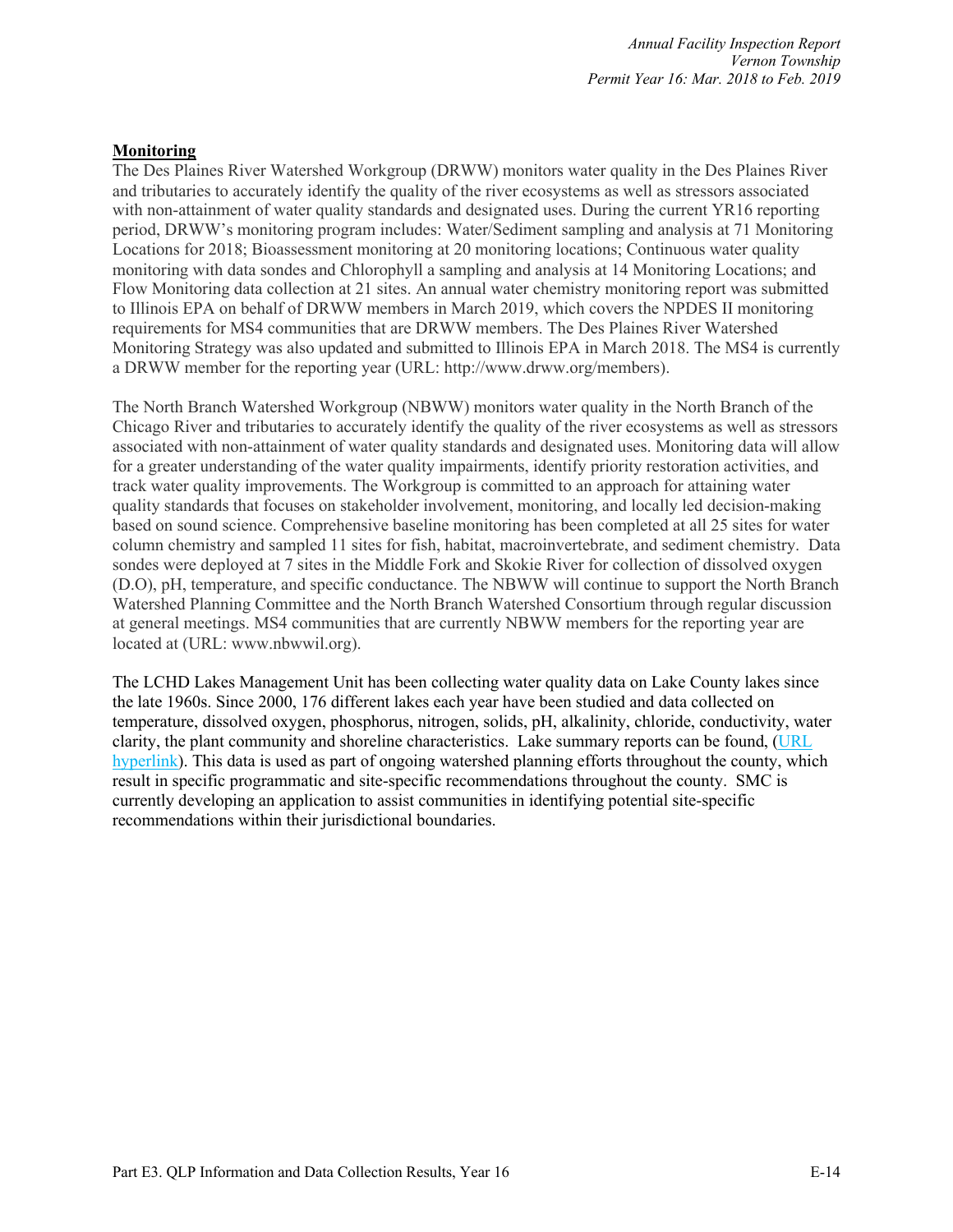**Monitoring**

The Des Plaines River Watershed Workgroup (DRWW) monitors water quality in the Des Plaines River and tributaries to accurately identify the quality of the river ecosystems as well as stressors associated with non-attainment of water quality standards and designated uses. During the current YR16 reporting period, DRWW's monitoring program includes: Water/Sediment sampling and analysis at 71 Monitoring Locations for 2018; Bioassessment monitoring at 20 monitoring locations; Continuous water quality monitoring with data sondes and Chlorophyll a sampling and analysis at 14 Monitoring Locations; and Flow Monitoring data collection at 21 sites. An annual water chemistry monitoring report was submitted to Illinois EPA on behalf of DRWW members in March 2019, which covers the NPDES II monitoring requirements for MS4 communities that are DRWW members. The Des Plaines River Watershed Monitoring Strategy was also updated and submitted to Illinois EPA in March 2018. The MS4 is currently a DRWW member for the reporting year (URL: http://www.drww.org/members).

The North Branch Watershed Workgroup (NBWW) monitors water quality in the North Branch of the Chicago River and tributaries to accurately identify the quality of the river ecosystems as well as stressors associated with non-attainment of water quality standards and designated uses. Monitoring data will allow for a greater understanding of the water quality impairments, identify priority restoration activities, and track water quality improvements. The Workgroup is committed to an approach for attaining water quality standards that focuses on stakeholder involvement, monitoring, and locally led decision-making based on sound science. Comprehensive baseline monitoring has been completed at all 25 sites for water column chemistry and sampled 11 sites for fish, habitat, macroinvertebrate, and sediment chemistry. Data sondes were deployed at 7 sites in the Middle Fork and Skokie River for collection of dissolved oxygen (D.O), pH, temperature, and specific conductance. The NBWW will continue to support the North Branch Watershed Planning Committee and the North Branch Watershed Consortium through regular discussion at general meetings. MS4 communities that are currently NBWW members for the reporting year are located at (URL: www.nbwwil.org).

The LCHD Lakes Management Unit has been collecting water quality data on Lake County lakes since the late 1960s. Since 2000, 176 different lakes each year have been studied and data collected on temperature, dissolved oxygen, phosphorus, nitrogen, solids, pH, alkalinity, chloride, conductivity, water clarity, the plant community and shoreline characteristics. Lake summary reports can be found, (URL hyperlink). This data is used as part of ongoing watershed planning efforts throughout the county, which result in specific programmatic and site-specific recommendations throughout the county. SMC is currently developing an application to assist communities in identifying potential site-specific recommendations within their jurisdictional boundaries.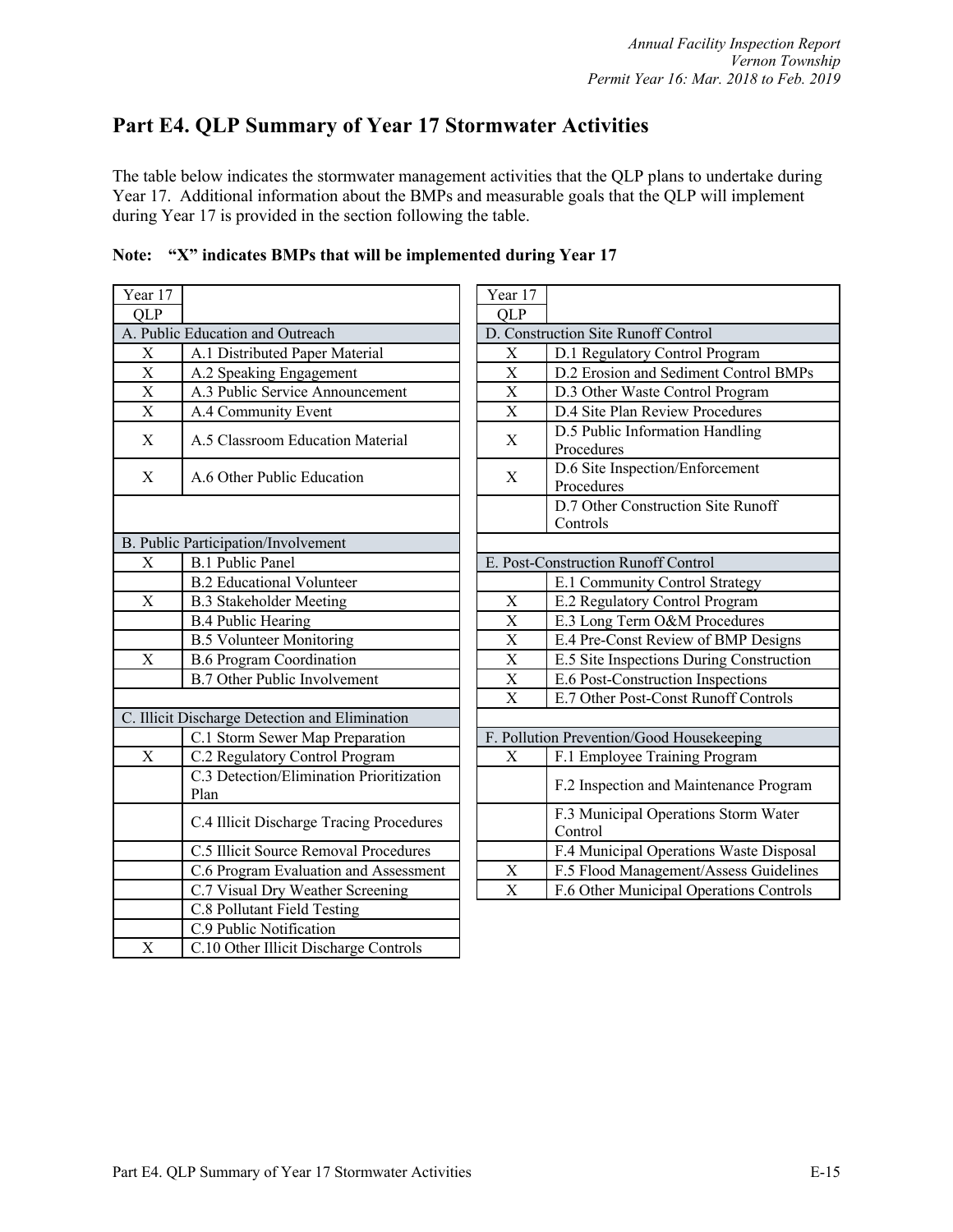## Part E4. QLP Summary of Year 17 Stormwater Activities

The table below indicates the stormwater management activities that the QLP plans to undertake during Year 17. Additional information about the BMPs and measurable goals that the QLP will implement during Year 17 is provided in the section following the table.

**Note: "X" indicates BMPs that will be implemented during Year 17**

| Year 17 QLP | |
|---|---|
| **A. Public Education and Outreach** | |
| X | A.1 Distributed Paper Material |
| X | A.2 Speaking Engagement |
| X | A.3 Public Service Announcement |
| X | A.4 Community Event |
| X | A.5 Classroom Education Material |
| X | A.6 Other Public Education |
| **B. Public Participation/Involvement** | |
| X | B.1 Public Panel |
| | B.2 Educational Volunteer |
| X | B.3 Stakeholder Meeting |
| | B.4 Public Hearing |
| | B.5 Volunteer Monitoring |
| X | B.6 Program Coordination |
| | B.7 Other Public Involvement |
| **C. Illicit Discharge Detection and Elimination** | |
| | C.1 Storm Sewer Map Preparation |
| X | C.2 Regulatory Control Program |
| | C.3 Detection/Elimination Prioritization Plan |
| | C.4 Illicit Discharge Tracing Procedures |
| | C.5 Illicit Source Removal Procedures |
| | C.6 Program Evaluation and Assessment |
| | C.7 Visual Dry Weather Screening |
| | C.8 Pollutant Field Testing |
| | C.9 Public Notification |
| X | C.10 Other Illicit Discharge Controls |

| Year 17 QLP | |
|---|---|
| **D. Construction Site Runoff Control** | |
| X | D.1 Regulatory Control Program |
| X | D.2 Erosion and Sediment Control BMPs |
| X | D.3 Other Waste Control Program |
| X | D.4 Site Plan Review Procedures |
| X | D.5 Public Information Handling Procedures |
| X | D.6 Site Inspection/Enforcement Procedures |
| | D.7 Other Construction Site Runoff Controls |
| **E. Post-Construction Runoff Control** | |
| | E.1 Community Control Strategy |
| X | E.2 Regulatory Control Program |
| X | E.3 Long Term O&M Procedures |
| X | E.4 Pre-Const Review of BMP Designs |
| X | E.5 Site Inspections During Construction |
| X | E.6 Post-Construction Inspections |
| X | E.7 Other Post-Const Runoff Controls |
| **F. Pollution Prevention/Good Housekeeping** | |
| X | F.1 Employee Training Program |
| | F.2 Inspection and Maintenance Program |
| | F.3 Municipal Operations Storm Water Control |
| | F.4 Municipal Operations Waste Disposal |
| X | F.5 Flood Management/Assess Guidelines |
| X | F.6 Other Municipal Operations Controls |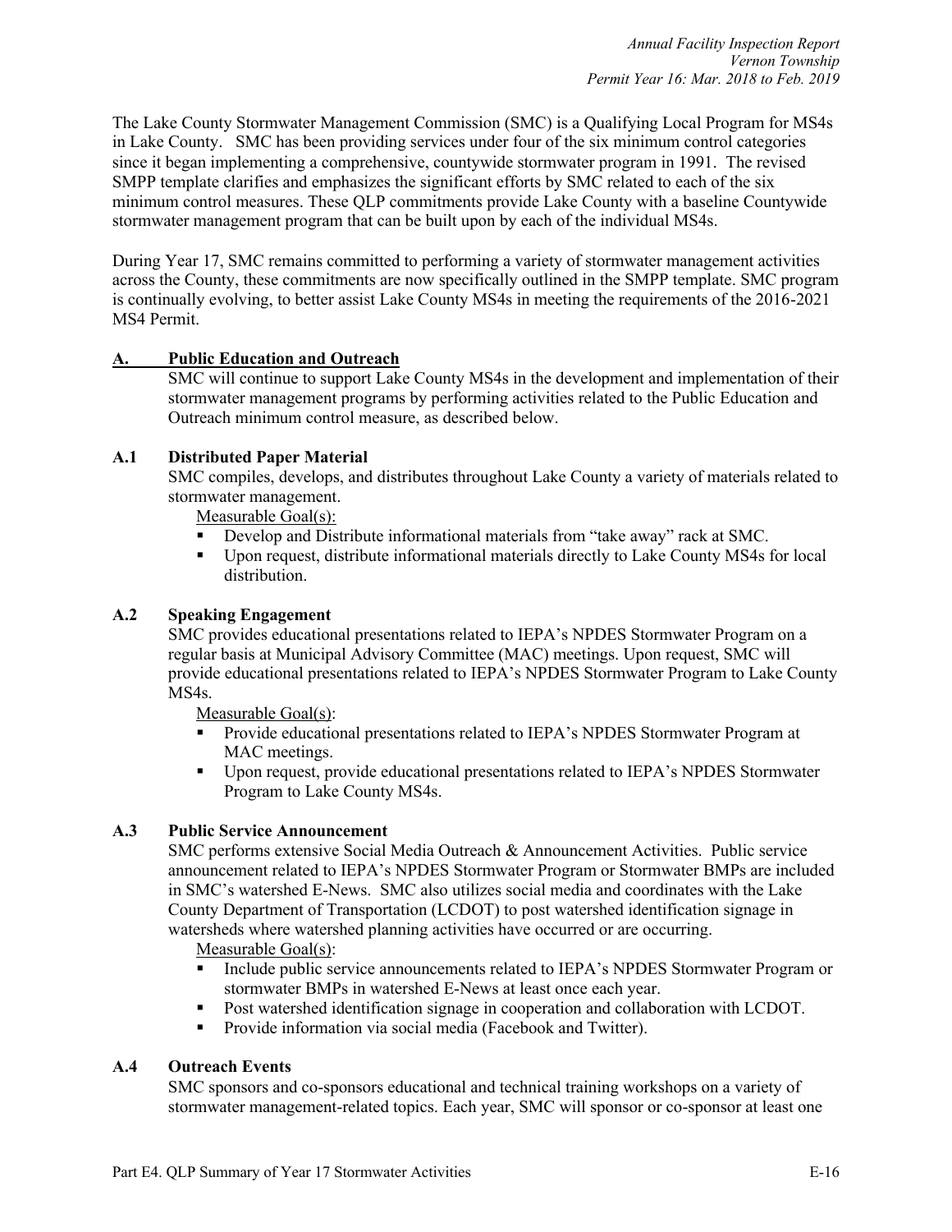The Lake County Stormwater Management Commission (SMC) is a Qualifying Local Program for MS4s in Lake County. SMC has been providing services under four of the six minimum control categories since it began implementing a comprehensive, countywide stormwater program in 1991. The revised SMPP template clarifies and emphasizes the significant efforts by SMC related to each of the six minimum control measures. These QLP commitments provide Lake County with a baseline Countywide stormwater management program that can be built upon by each of the individual MS4s.

During Year 17, SMC remains committed to performing a variety of stormwater management activities across the County, these commitments are now specifically outlined in the SMPP template. SMC program is continually evolving, to better assist Lake County MS4s in meeting the requirements of the 2016-2021 MS4 Permit.

## A. Public Education and Outreach

SMC will continue to support Lake County MS4s in the development and implementation of their stormwater management programs by performing activities related to the Public Education and Outreach minimum control measure, as described below.

### A.1 Distributed Paper Material

SMC compiles, develops, and distributes throughout Lake County a variety of materials related to stormwater management.

Measurable Goal(s):

- Develop and Distribute informational materials from "take away" rack at SMC.
- Upon request, distribute informational materials directly to Lake County MS4s for local distribution.

### A.2 Speaking Engagement

SMC provides educational presentations related to IEPA's NPDES Stormwater Program on a regular basis at Municipal Advisory Committee (MAC) meetings. Upon request, SMC will provide educational presentations related to IEPA's NPDES Stormwater Program to Lake County MS4s.

Measurable Goal(s):

- Provide educational presentations related to IEPA's NPDES Stormwater Program at MAC meetings.
- Upon request, provide educational presentations related to IEPA's NPDES Stormwater Program to Lake County MS4s.

### A.3 Public Service Announcement

SMC performs extensive Social Media Outreach & Announcement Activities. Public service announcement related to IEPA's NPDES Stormwater Program or Stormwater BMPs are included in SMC's watershed E-News. SMC also utilizes social media and coordinates with the Lake County Department of Transportation (LCDOT) to post watershed identification signage in watersheds where watershed planning activities have occurred or are occurring.

Measurable Goal(s):

- Include public service announcements related to IEPA's NPDES Stormwater Program or stormwater BMPs in watershed E-News at least once each year.
- Post watershed identification signage in cooperation and collaboration with LCDOT.
- Provide information via social media (Facebook and Twitter).

### A.4 Outreach Events

SMC sponsors and co-sponsors educational and technical training workshops on a variety of stormwater management-related topics. Each year, SMC will sponsor or co-sponsor at least one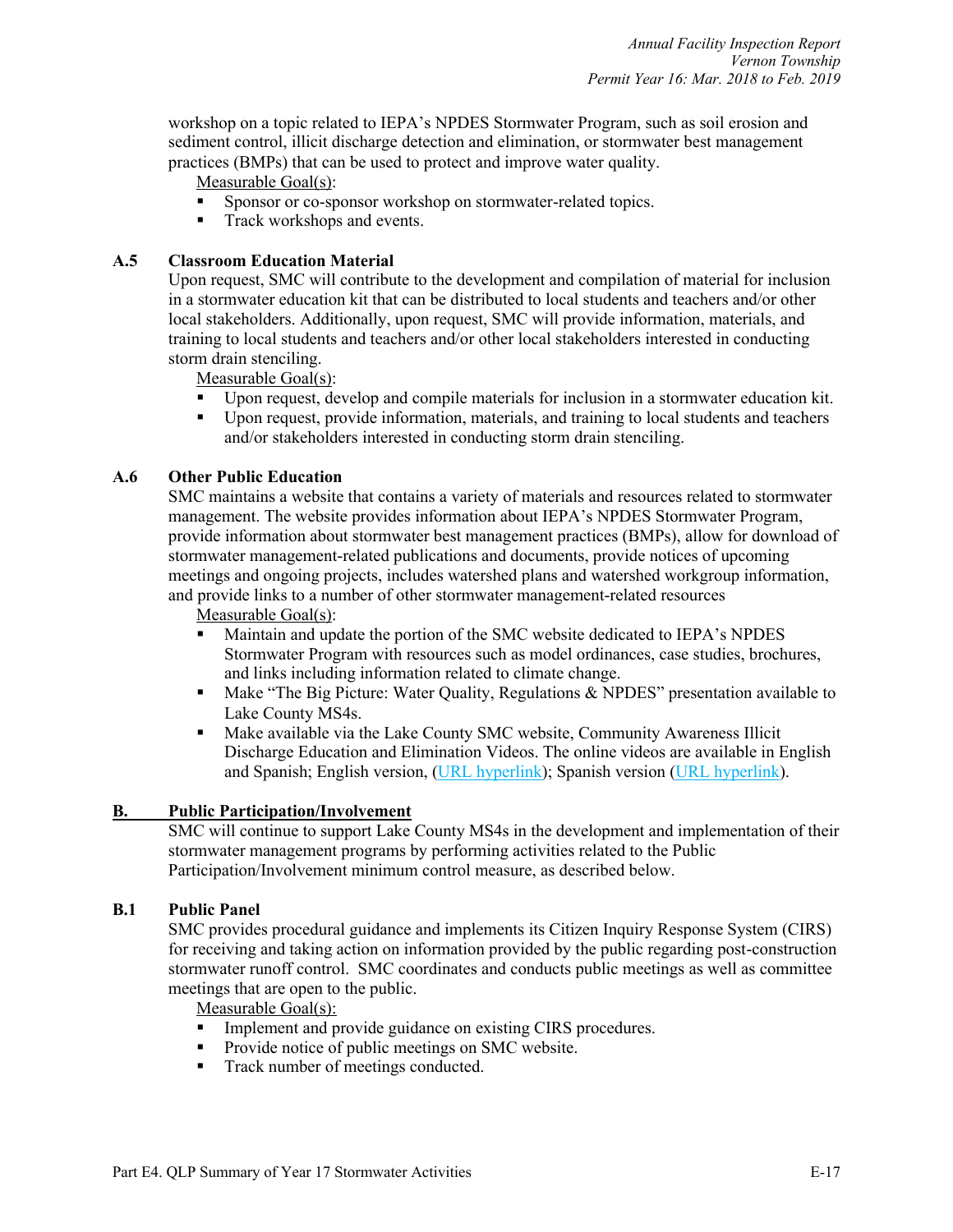workshop on a topic related to IEPA's NPDES Stormwater Program, such as soil erosion and sediment control, illicit discharge detection and elimination, or stormwater best management practices (BMPs) that can be used to protect and improve water quality.

Measurable Goal(s):

- Sponsor or co-sponsor workshop on stormwater-related topics.
- Track workshops and events.

### A.5 Classroom Education Material

Upon request, SMC will contribute to the development and compilation of material for inclusion in a stormwater education kit that can be distributed to local students and teachers and/or other local stakeholders. Additionally, upon request, SMC will provide information, materials, and training to local students and teachers and/or other local stakeholders interested in conducting storm drain stenciling.

Measurable Goal(s):

- Upon request, develop and compile materials for inclusion in a stormwater education kit.
- Upon request, provide information, materials, and training to local students and teachers and/or stakeholders interested in conducting storm drain stenciling.

### A.6 Other Public Education

SMC maintains a website that contains a variety of materials and resources related to stormwater management. The website provides information about IEPA's NPDES Stormwater Program, provide information about stormwater best management practices (BMPs), allow for download of stormwater management-related publications and documents, provide notices of upcoming meetings and ongoing projects, includes watershed plans and watershed workgroup information, and provide links to a number of other stormwater management-related resources

Measurable Goal(s):

- Maintain and update the portion of the SMC website dedicated to IEPA's NPDES Stormwater Program with resources such as model ordinances, case studies, brochures, and links including information related to climate change.
- Make "The Big Picture: Water Quality, Regulations & NPDES" presentation available to Lake County MS4s.
- Make available via the Lake County SMC website, Community Awareness Illicit Discharge Education and Elimination Videos. The online videos are available in English and Spanish; English version, (URL hyperlink); Spanish version (URL hyperlink).

## B. Public Participation/Involvement

SMC will continue to support Lake County MS4s in the development and implementation of their stormwater management programs by performing activities related to the Public Participation/Involvement minimum control measure, as described below.

### B.1 Public Panel

SMC provides procedural guidance and implements its Citizen Inquiry Response System (CIRS) for receiving and taking action on information provided by the public regarding post-construction stormwater runoff control. SMC coordinates and conducts public meetings as well as committee meetings that are open to the public.

Measurable Goal(s):

- Implement and provide guidance on existing CIRS procedures.
- Provide notice of public meetings on SMC website.
- Track number of meetings conducted.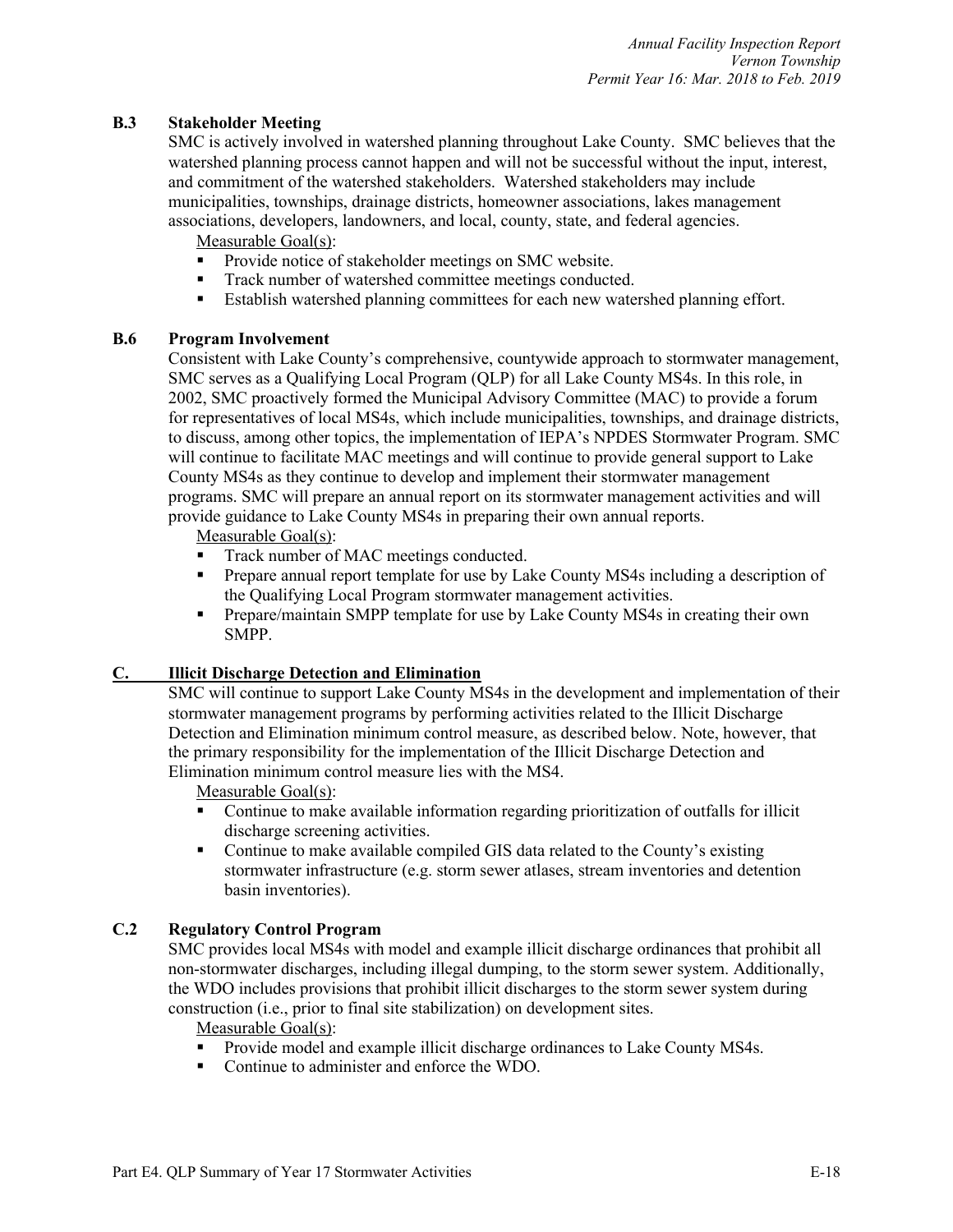### B.3 Stakeholder Meeting

SMC is actively involved in watershed planning throughout Lake County. SMC believes that the watershed planning process cannot happen and will not be successful without the input, interest, and commitment of the watershed stakeholders. Watershed stakeholders may include municipalities, townships, drainage districts, homeowner associations, lakes management associations, developers, landowners, and local, county, state, and federal agencies.

Measurable Goal(s):

- Provide notice of stakeholder meetings on SMC website.
- Track number of watershed committee meetings conducted.
- Establish watershed planning committees for each new watershed planning effort.

### B.6 Program Involvement

Consistent with Lake County's comprehensive, countywide approach to stormwater management, SMC serves as a Qualifying Local Program (QLP) for all Lake County MS4s. In this role, in 2002, SMC proactively formed the Municipal Advisory Committee (MAC) to provide a forum for representatives of local MS4s, which include municipalities, townships, and drainage districts, to discuss, among other topics, the implementation of IEPA's NPDES Stormwater Program. SMC will continue to facilitate MAC meetings and will continue to provide general support to Lake County MS4s as they continue to develop and implement their stormwater management programs. SMC will prepare an annual report on its stormwater management activities and will provide guidance to Lake County MS4s in preparing their own annual reports.

Measurable Goal(s):

- Track number of MAC meetings conducted.
- Prepare annual report template for use by Lake County MS4s including a description of the Qualifying Local Program stormwater management activities.
- Prepare/maintain SMPP template for use by Lake County MS4s in creating their own SMPP.

## C. Illicit Discharge Detection and Elimination

SMC will continue to support Lake County MS4s in the development and implementation of their stormwater management programs by performing activities related to the Illicit Discharge Detection and Elimination minimum control measure, as described below. Note, however, that the primary responsibility for the implementation of the Illicit Discharge Detection and Elimination minimum control measure lies with the MS4.

Measurable Goal(s):

- Continue to make available information regarding prioritization of outfalls for illicit discharge screening activities.
- Continue to make available compiled GIS data related to the County's existing stormwater infrastructure (e.g. storm sewer atlases, stream inventories and detention basin inventories).

### C.2 Regulatory Control Program

SMC provides local MS4s with model and example illicit discharge ordinances that prohibit all non-stormwater discharges, including illegal dumping, to the storm sewer system. Additionally, the WDO includes provisions that prohibit illicit discharges to the storm sewer system during construction (i.e., prior to final site stabilization) on development sites.

Measurable Goal(s):

- Provide model and example illicit discharge ordinances to Lake County MS4s.
- Continue to administer and enforce the WDO.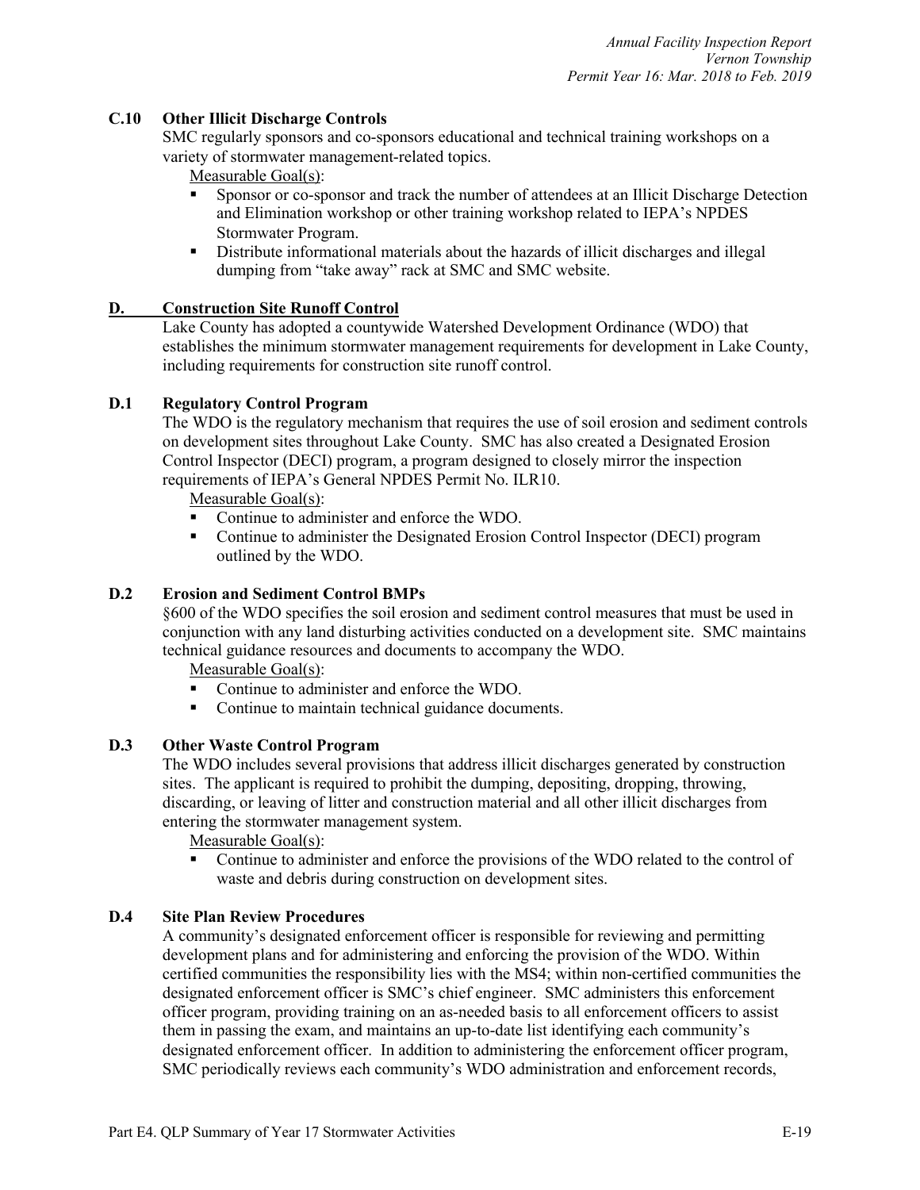### C.10 Other Illicit Discharge Controls

SMC regularly sponsors and co-sponsors educational and technical training workshops on a variety of stormwater management-related topics.

Measurable Goal(s):

- Sponsor or co-sponsor and track the number of attendees at an Illicit Discharge Detection and Elimination workshop or other training workshop related to IEPA's NPDES Stormwater Program.
- Distribute informational materials about the hazards of illicit discharges and illegal dumping from "take away" rack at SMC and SMC website.

## D. Construction Site Runoff Control

Lake County has adopted a countywide Watershed Development Ordinance (WDO) that establishes the minimum stormwater management requirements for development in Lake County, including requirements for construction site runoff control.

### D.1 Regulatory Control Program

The WDO is the regulatory mechanism that requires the use of soil erosion and sediment controls on development sites throughout Lake County. SMC has also created a Designated Erosion Control Inspector (DECI) program, a program designed to closely mirror the inspection requirements of IEPA's General NPDES Permit No. ILR10.

Measurable Goal(s):

- Continue to administer and enforce the WDO.
- Continue to administer the Designated Erosion Control Inspector (DECI) program outlined by the WDO.

### D.2 Erosion and Sediment Control BMPs

§600 of the WDO specifies the soil erosion and sediment control measures that must be used in conjunction with any land disturbing activities conducted on a development site. SMC maintains technical guidance resources and documents to accompany the WDO.

Measurable Goal(s):

- Continue to administer and enforce the WDO.
- Continue to maintain technical guidance documents.

### D.3 Other Waste Control Program

The WDO includes several provisions that address illicit discharges generated by construction sites. The applicant is required to prohibit the dumping, depositing, dropping, throwing, discarding, or leaving of litter and construction material and all other illicit discharges from entering the stormwater management system.

Measurable Goal(s):

- Continue to administer and enforce the provisions of the WDO related to the control of waste and debris during construction on development sites.

### D.4 Site Plan Review Procedures

A community's designated enforcement officer is responsible for reviewing and permitting development plans and for administering and enforcing the provision of the WDO. Within certified communities the responsibility lies with the MS4; within non-certified communities the designated enforcement officer is SMC's chief engineer. SMC administers this enforcement officer program, providing training on an as-needed basis to all enforcement officers to assist them in passing the exam, and maintains an up-to-date list identifying each community's designated enforcement officer. In addition to administering the enforcement officer program, SMC periodically reviews each community's WDO administration and enforcement records,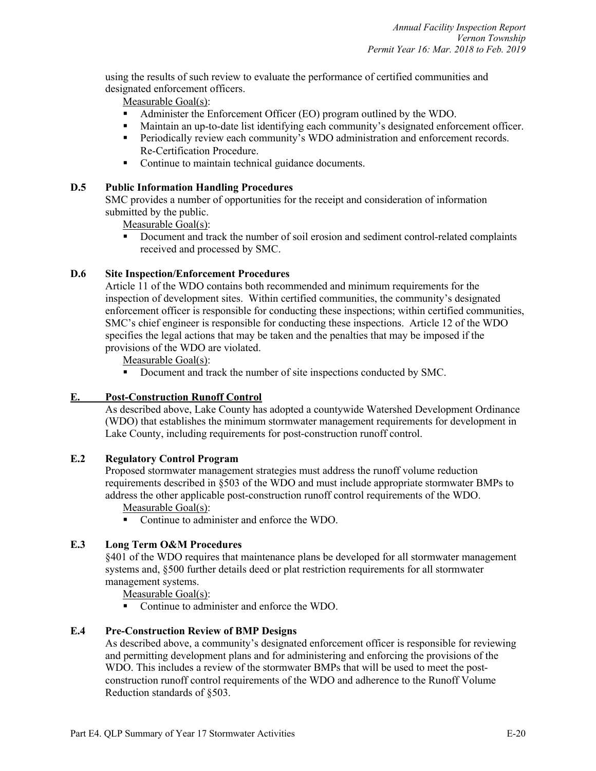using the results of such review to evaluate the performance of certified communities and designated enforcement officers.

Measurable Goal(s):

- Administer the Enforcement Officer (EO) program outlined by the WDO.
- Maintain an up-to-date list identifying each community's designated enforcement officer.
- Periodically review each community's WDO administration and enforcement records. Re-Certification Procedure.
- Continue to maintain technical guidance documents.

### D.5 Public Information Handling Procedures

SMC provides a number of opportunities for the receipt and consideration of information submitted by the public.

Measurable Goal(s):

- Document and track the number of soil erosion and sediment control-related complaints received and processed by SMC.

### D.6 Site Inspection/Enforcement Procedures

Article 11 of the WDO contains both recommended and minimum requirements for the inspection of development sites. Within certified communities, the community's designated enforcement officer is responsible for conducting these inspections; within certified communities, SMC's chief engineer is responsible for conducting these inspections. Article 12 of the WDO specifies the legal actions that may be taken and the penalties that may be imposed if the provisions of the WDO are violated.

Measurable Goal(s):

- Document and track the number of site inspections conducted by SMC.

## E. Post-Construction Runoff Control

As described above, Lake County has adopted a countywide Watershed Development Ordinance (WDO) that establishes the minimum stormwater management requirements for development in Lake County, including requirements for post-construction runoff control.

### E.2 Regulatory Control Program

Proposed stormwater management strategies must address the runoff volume reduction requirements described in §503 of the WDO and must include appropriate stormwater BMPs to address the other applicable post-construction runoff control requirements of the WDO.

Measurable Goal(s):

- Continue to administer and enforce the WDO.

### E.3 Long Term O&M Procedures

§401 of the WDO requires that maintenance plans be developed for all stormwater management systems and, §500 further details deed or plat restriction requirements for all stormwater management systems.

Measurable Goal(s):

- Continue to administer and enforce the WDO.

### E.4 Pre-Construction Review of BMP Designs

As described above, a community's designated enforcement officer is responsible for reviewing and permitting development plans and for administering and enforcing the provisions of the WDO. This includes a review of the stormwater BMPs that will be used to meet the post-construction runoff control requirements of the WDO and adherence to the Runoff Volume Reduction standards of §503.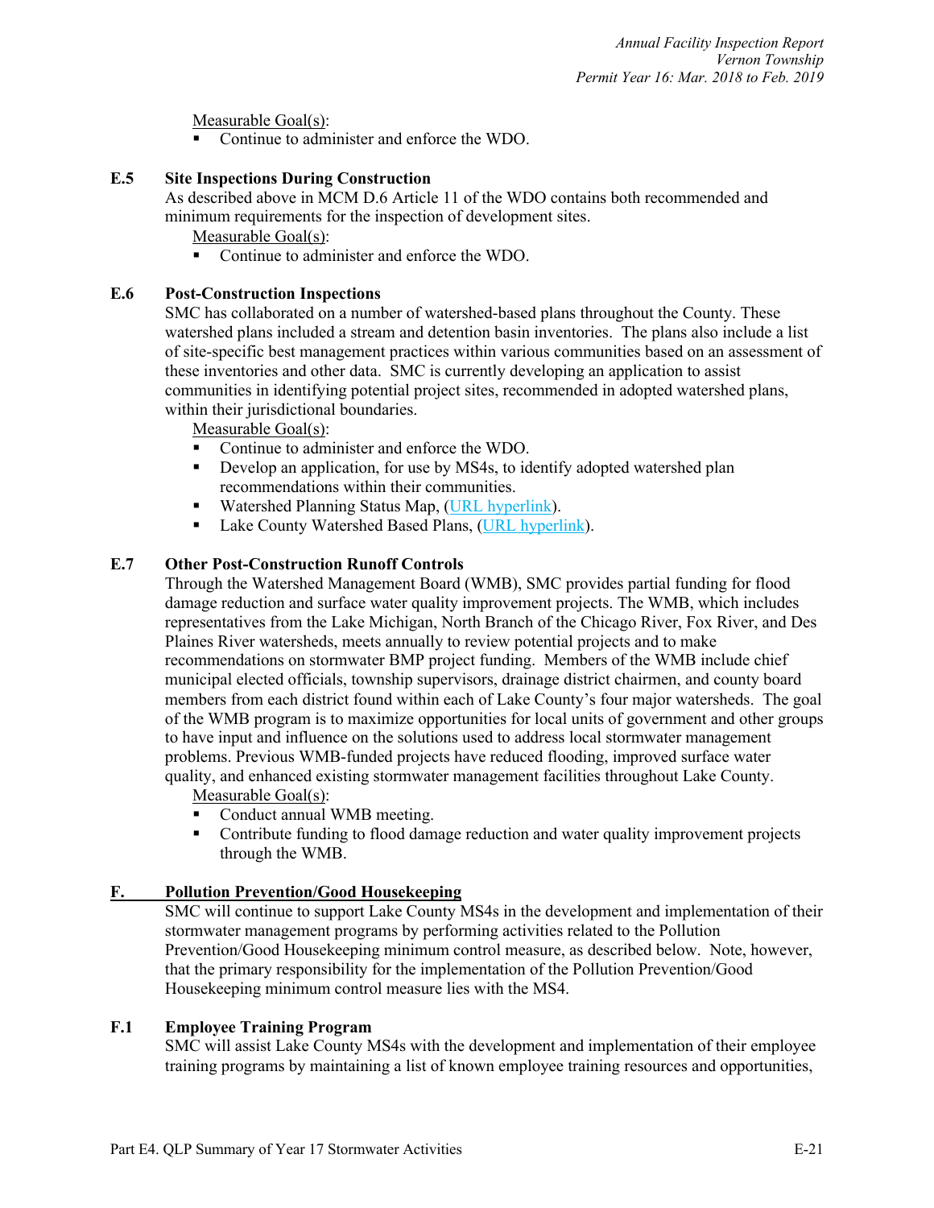Measurable Goal(s):

- Continue to administer and enforce the WDO.

### E.5 Site Inspections During Construction

As described above in MCM D.6 Article 11 of the WDO contains both recommended and minimum requirements for the inspection of development sites.

Measurable Goal(s):

- Continue to administer and enforce the WDO.

### E.6 Post-Construction Inspections

SMC has collaborated on a number of watershed-based plans throughout the County. These watershed plans included a stream and detention basin inventories. The plans also include a list of site-specific best management practices within various communities based on an assessment of these inventories and other data. SMC is currently developing an application to assist communities in identifying potential project sites, recommended in adopted watershed plans, within their jurisdictional boundaries.

Measurable Goal(s):

- Continue to administer and enforce the WDO.
- Develop an application, for use by MS4s, to identify adopted watershed plan recommendations within their communities.
- Watershed Planning Status Map, (URL hyperlink).
- Lake County Watershed Based Plans, (URL hyperlink).

### E.7 Other Post-Construction Runoff Controls

Through the Watershed Management Board (WMB), SMC provides partial funding for flood damage reduction and surface water quality improvement projects. The WMB, which includes representatives from the Lake Michigan, North Branch of the Chicago River, Fox River, and Des Plaines River watersheds, meets annually to review potential projects and to make recommendations on stormwater BMP project funding. Members of the WMB include chief municipal elected officials, township supervisors, drainage district chairmen, and county board members from each district found within each of Lake County's four major watersheds. The goal of the WMB program is to maximize opportunities for local units of government and other groups to have input and influence on the solutions used to address local stormwater management problems. Previous WMB-funded projects have reduced flooding, improved surface water quality, and enhanced existing stormwater management facilities throughout Lake County.

Measurable Goal(s):

- Conduct annual WMB meeting.
- Contribute funding to flood damage reduction and water quality improvement projects through the WMB.

## F. Pollution Prevention/Good Housekeeping

SMC will continue to support Lake County MS4s in the development and implementation of their stormwater management programs by performing activities related to the Pollution Prevention/Good Housekeeping minimum control measure, as described below. Note, however, that the primary responsibility for the implementation of the Pollution Prevention/Good Housekeeping minimum control measure lies with the MS4.

### F.1 Employee Training Program

SMC will assist Lake County MS4s with the development and implementation of their employee training programs by maintaining a list of known employee training resources and opportunities,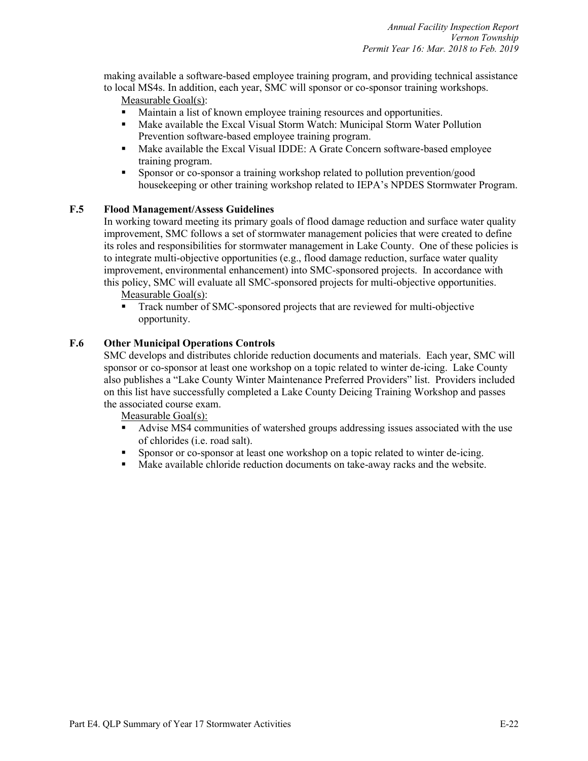making available a software-based employee training program, and providing technical assistance to local MS4s. In addition, each year, SMC will sponsor or co-sponsor training workshops.

Measurable Goal(s):

- Maintain a list of known employee training resources and opportunities.
- Make available the Excal Visual Storm Watch: Municipal Storm Water Pollution Prevention software-based employee training program.
- Make available the Excal Visual IDDE: A Grate Concern software-based employee training program.
- Sponsor or co-sponsor a training workshop related to pollution prevention/good housekeeping or other training workshop related to IEPA's NPDES Stormwater Program.

### F.5 Flood Management/Assess Guidelines

In working toward meeting its primary goals of flood damage reduction and surface water quality improvement, SMC follows a set of stormwater management policies that were created to define its roles and responsibilities for stormwater management in Lake County. One of these policies is to integrate multi-objective opportunities (e.g., flood damage reduction, surface water quality improvement, environmental enhancement) into SMC-sponsored projects. In accordance with this policy, SMC will evaluate all SMC-sponsored projects for multi-objective opportunities.

Measurable Goal(s):

- Track number of SMC-sponsored projects that are reviewed for multi-objective opportunity.

### F.6 Other Municipal Operations Controls

SMC develops and distributes chloride reduction documents and materials. Each year, SMC will sponsor or co-sponsor at least one workshop on a topic related to winter de-icing. Lake County also publishes a "Lake County Winter Maintenance Preferred Providers" list. Providers included on this list have successfully completed a Lake County Deicing Training Workshop and passes the associated course exam.

Measurable Goal(s):

- Advise MS4 communities of watershed groups addressing issues associated with the use of chlorides (i.e. road salt).
- Sponsor or co-sponsor at least one workshop on a topic related to winter de-icing.
- Make available chloride reduction documents on take-away racks and the website.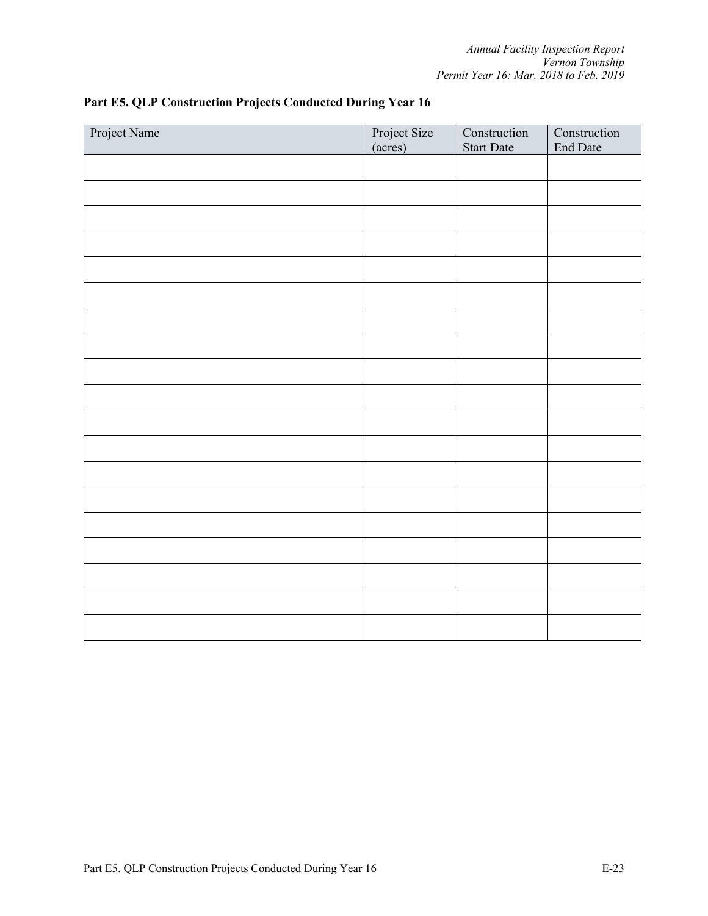## Part E5. QLP Construction Projects Conducted During Year 16

| Project Name | Project Size (acres) | Construction Start Date | Construction End Date |
|---|---|---|---|
| | | | |
| | | | |
| | | | |
| | | | |
| | | | |
| | | | |
| | | | |
| | | | |
| | | | |
| | | | |
| | | | |
| | | | |
| | | | |
| | | | |
| | | | |
| | | | |
| | | | |
| | | | |
| | | | |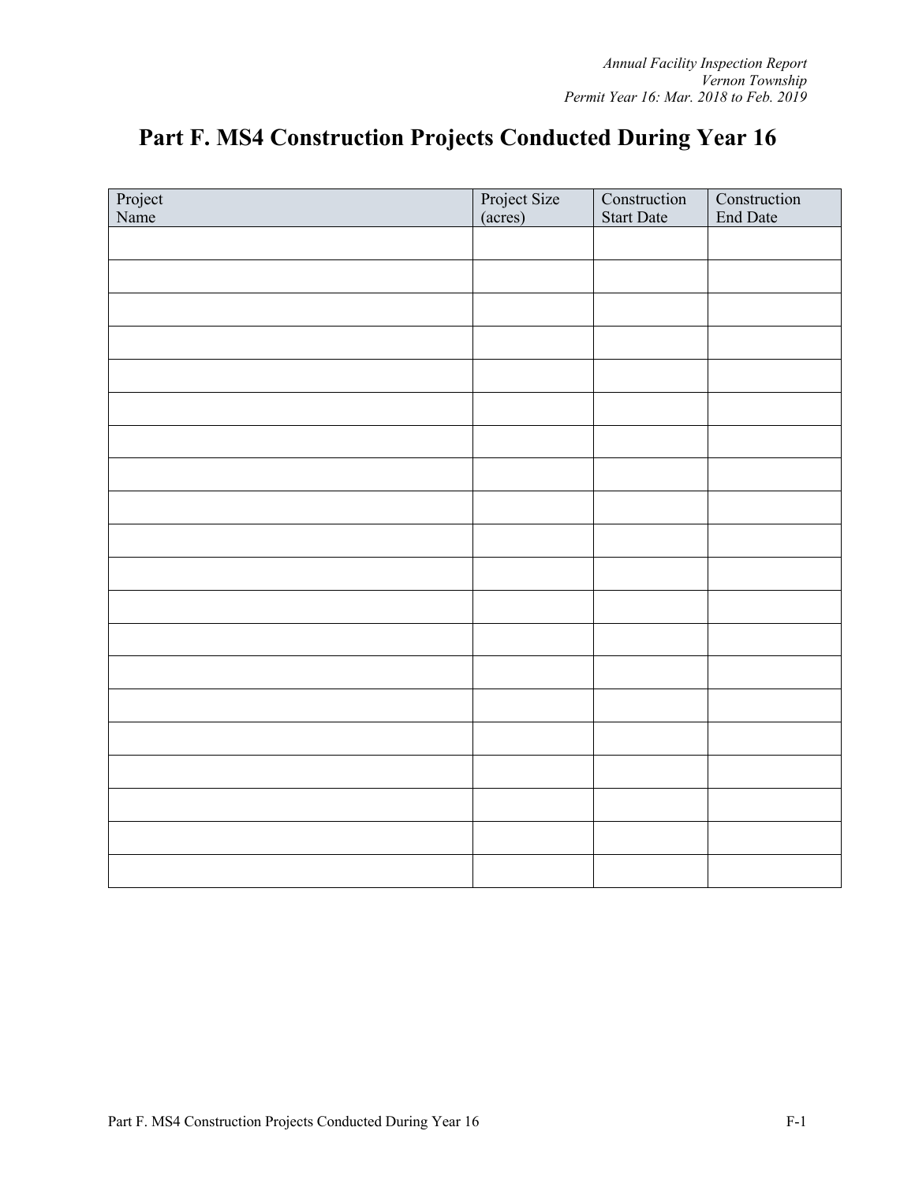# Part F. MS4 Construction Projects Conducted During Year 16

| Project Name | Project Size (acres) | Construction Start Date | Construction End Date |
|---|---|---|---|
| | | | |
| | | | |
| | | | |
| | | | |
| | | | |
| | | | |
| | | | |
| | | | |
| | | | |
| | | | |
| | | | |
| | | | |
| | | | |
| | | | |
| | | | |
| | | | |
| | | | |
| | | | |
| | | | |
| | | | |